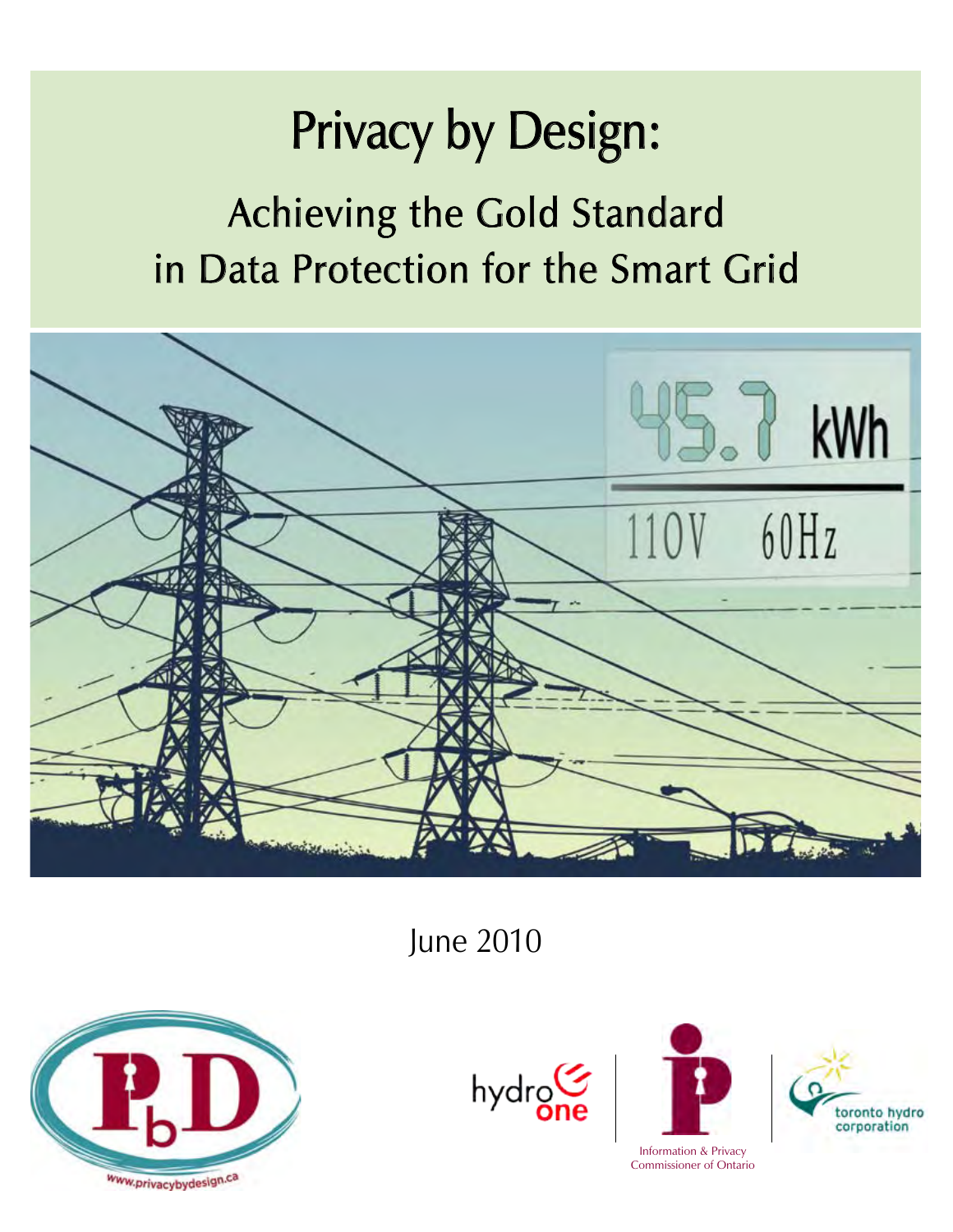# Privacy by Design:

## Achieving the Gold Standard in Data Protection for the Smart Grid

June 2010

www.privacybydesign.ca

hydro one

Information & Privacy Commissioner of Ontario

toronto hydro corporation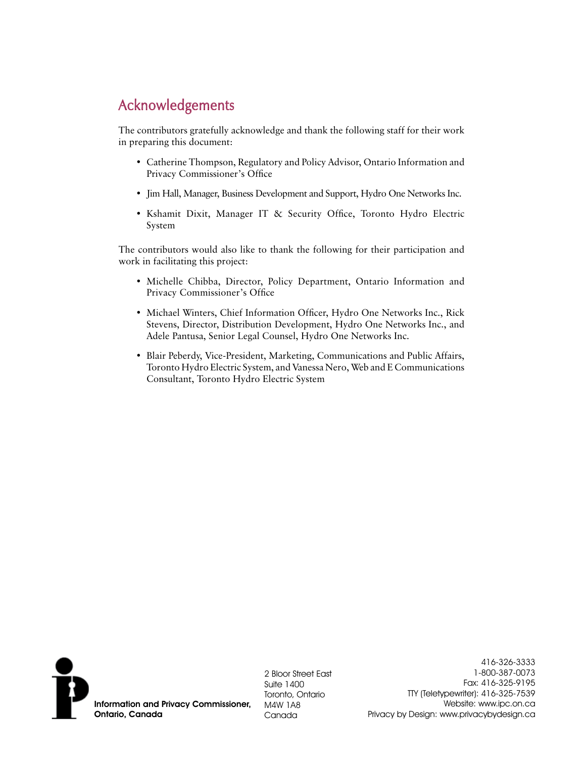## Acknowledgements

The contributors gratefully acknowledge and thank the following staff for their work in preparing this document:

- Catherine Thompson, Regulatory and Policy Advisor, Ontario Information and Privacy Commissioner's Office
- Jim Hall, Manager, Business Development and Support, Hydro One Networks Inc.
- Kshamit Dixit, Manager IT & Security Office, Toronto Hydro Electric System

The contributors would also like to thank the following for their participation and work in facilitating this project:

- Michelle Chibba, Director, Policy Department, Ontario Information and Privacy Commissioner's Office
- Michael Winters, Chief Information Officer, Hydro One Networks Inc., Rick Stevens, Director, Distribution Development, Hydro One Networks Inc., and Adele Pantusa, Senior Legal Counsel, Hydro One Networks Inc.
- Blair Peberdy, Vice-President, Marketing, Communications and Public Affairs, Toronto Hydro Electric System, and Vanessa Nero, Web and E Communications Consultant, Toronto Hydro Electric System

**Information and Privacy Commissioner, Ontario, Canada**

2 Bloor Street East
Suite 1400
Toronto, Ontario
M4W 1A8
Canada

416-326-3333
1-800-387-0073
Fax: 416-325-9195
TTY (Teletypewriter): 416-325-7539
Website: www.ipc.on.ca
Privacy by Design: www.privacybydesign.ca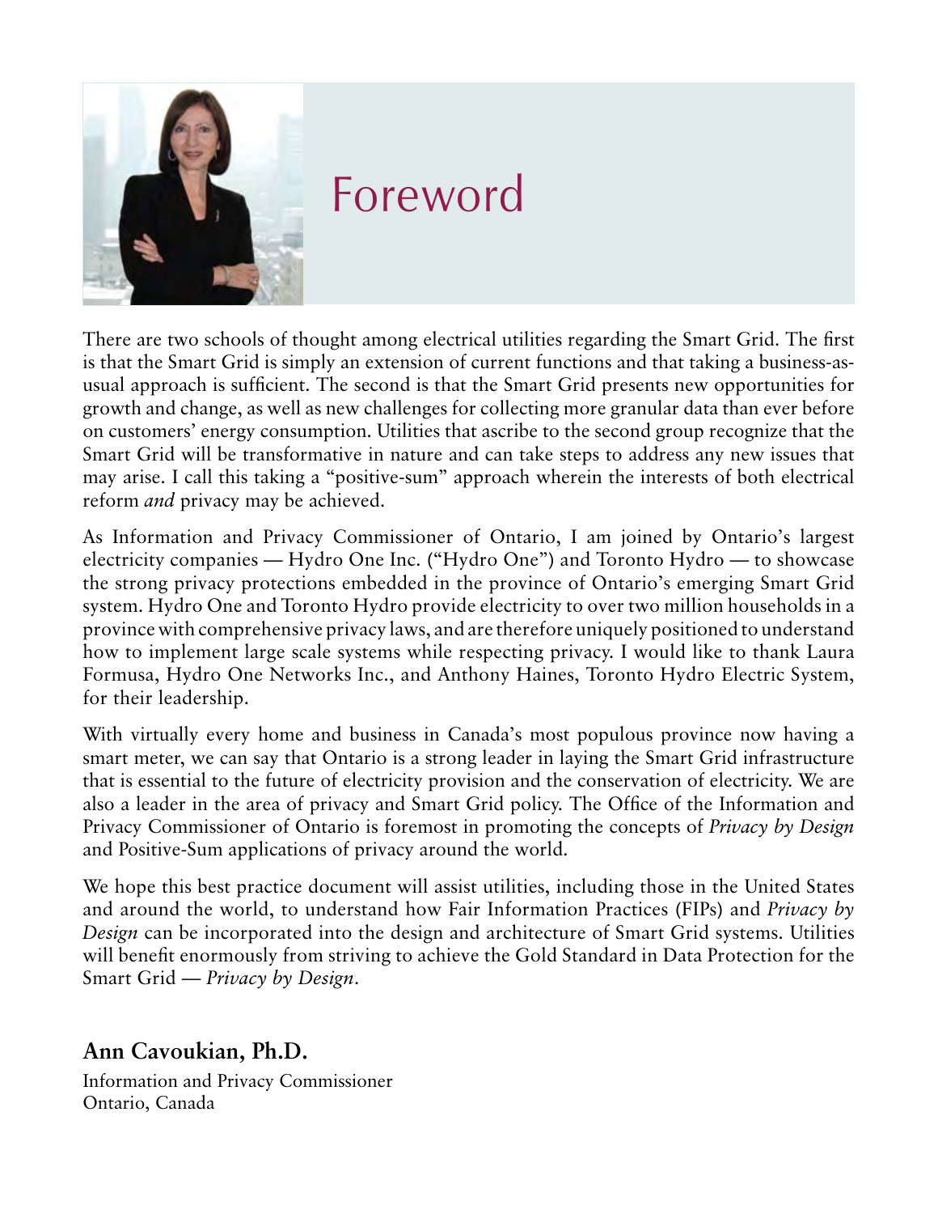# Foreword

There are two schools of thought among electrical utilities regarding the Smart Grid. The first is that the Smart Grid is simply an extension of current functions and that taking a business-as-usual approach is sufficient. The second is that the Smart Grid presents new opportunities for growth and change, as well as new challenges for collecting more granular data than ever before on customers' energy consumption. Utilities that ascribe to the second group recognize that the Smart Grid will be transformative in nature and can take steps to address any new issues that may arise. I call this taking a "positive-sum" approach wherein the interests of both electrical reform *and* privacy may be achieved.

As Information and Privacy Commissioner of Ontario, I am joined by Ontario's largest electricity companies — Hydro One Inc. ("Hydro One") and Toronto Hydro — to showcase the strong privacy protections embedded in the province of Ontario's emerging Smart Grid system. Hydro One and Toronto Hydro provide electricity to over two million households in a province with comprehensive privacy laws, and are therefore uniquely positioned to understand how to implement large scale systems while respecting privacy. I would like to thank Laura Formusa, Hydro One Networks Inc., and Anthony Haines, Toronto Hydro Electric System, for their leadership.

With virtually every home and business in Canada's most populous province now having a smart meter, we can say that Ontario is a strong leader in laying the Smart Grid infrastructure that is essential to the future of electricity provision and the conservation of electricity. We are also a leader in the area of privacy and Smart Grid policy. The Office of the Information and Privacy Commissioner of Ontario is foremost in promoting the concepts of *Privacy by Design* and Positive-Sum applications of privacy around the world.

We hope this best practice document will assist utilities, including those in the United States and around the world, to understand how Fair Information Practices (FIPs) and *Privacy by Design* can be incorporated into the design and architecture of Smart Grid systems. Utilities will benefit enormously from striving to achieve the Gold Standard in Data Protection for the Smart Grid — *Privacy by Design*.

**Ann Cavoukian, Ph.D.**
Information and Privacy Commissioner
Ontario, Canada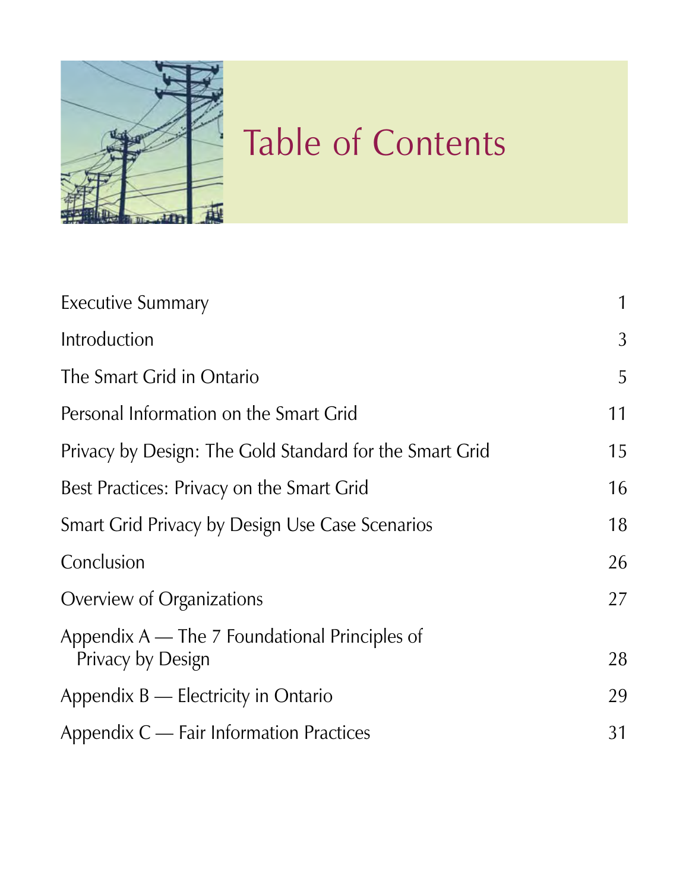# Table of Contents

| | |
|---|---|
| Executive Summary | 1 |
| Introduction | 3 |
| The Smart Grid in Ontario | 5 |
| Personal Information on the Smart Grid | 11 |
| Privacy by Design: The Gold Standard for the Smart Grid | 15 |
| Best Practices: Privacy on the Smart Grid | 16 |
| Smart Grid Privacy by Design Use Case Scenarios | 18 |
| Conclusion | 26 |
| Overview of Organizations | 27 |
| Appendix A — The 7 Foundational Principles of Privacy by Design | 28 |
| Appendix B — Electricity in Ontario | 29 |
| Appendix C — Fair Information Practices | 31 |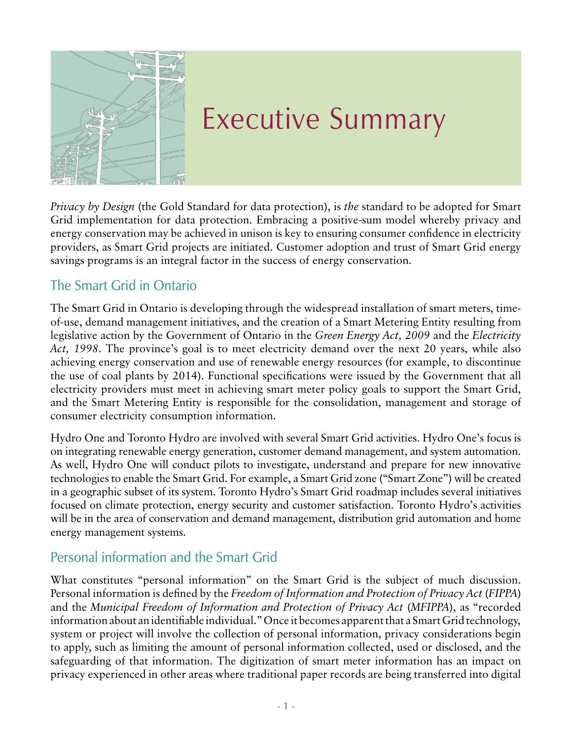# Executive Summary

*Privacy by Design* (the Gold Standard for data protection), is *the* standard to be adopted for Smart Grid implementation for data protection. Embracing a positive-sum model whereby privacy and energy conservation may be achieved in unison is key to ensuring consumer confidence in electricity providers, as Smart Grid projects are initiated. Customer adoption and trust of Smart Grid energy savings programs is an integral factor in the success of energy conservation.

## The Smart Grid in Ontario

The Smart Grid in Ontario is developing through the widespread installation of smart meters, time-of-use, demand management initiatives, and the creation of a Smart Metering Entity resulting from legislative action by the Government of Ontario in the *Green Energy Act, 2009* and the *Electricity Act, 1998*. The province's goal is to meet electricity demand over the next 20 years, while also achieving energy conservation and use of renewable energy resources (for example, to discontinue the use of coal plants by 2014). Functional specifications were issued by the Government that all electricity providers must meet in achieving smart meter policy goals to support the Smart Grid, and the Smart Metering Entity is responsible for the consolidation, management and storage of consumer electricity consumption information.

Hydro One and Toronto Hydro are involved with several Smart Grid activities. Hydro One's focus is on integrating renewable energy generation, customer demand management, and system automation. As well, Hydro One will conduct pilots to investigate, understand and prepare for new innovative technologies to enable the Smart Grid. For example, a Smart Grid zone ("Smart Zone") will be created in a geographic subset of its system. Toronto Hydro's Smart Grid roadmap includes several initiatives focused on climate protection, energy security and customer satisfaction. Toronto Hydro's activities will be in the area of conservation and demand management, distribution grid automation and home energy management systems.

## Personal information and the Smart Grid

What constitutes "personal information" on the Smart Grid is the subject of much discussion. Personal information is defined by the *Freedom of Information and Protection of Privacy Act* (*FIPPA*) and the *Municipal Freedom of Information and Protection of Privacy Act* (*MFIPPA*), as "recorded information about an identifiable individual." Once it becomes apparent that a Smart Grid technology, system or project will involve the collection of personal information, privacy considerations begin to apply, such as limiting the amount of personal information collected, used or disclosed, and the safeguarding of that information. The digitization of smart meter information has an impact on privacy experienced in other areas where traditional paper records are being transferred into digital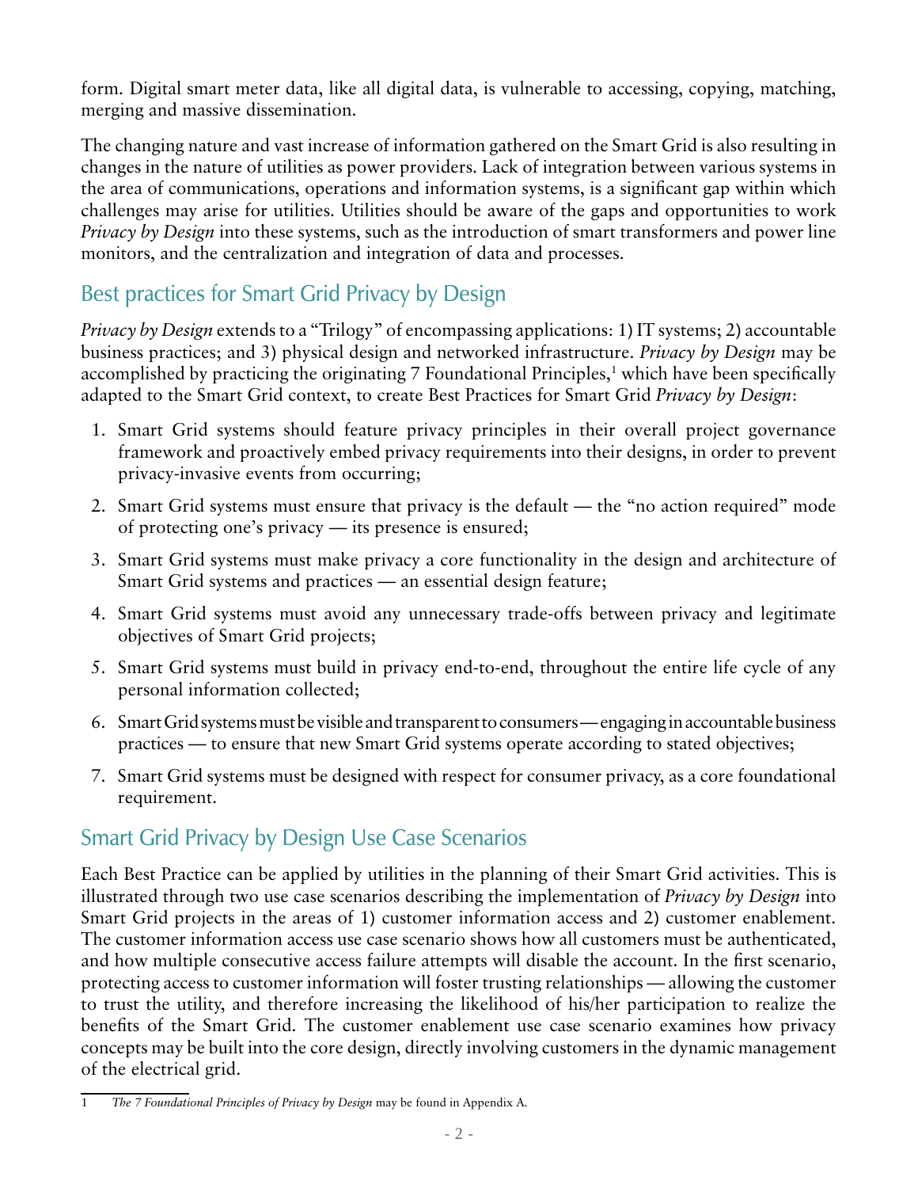form. Digital smart meter data, like all digital data, is vulnerable to accessing, copying, matching, merging and massive dissemination.

The changing nature and vast increase of information gathered on the Smart Grid is also resulting in changes in the nature of utilities as power providers. Lack of integration between various systems in the area of communications, operations and information systems, is a significant gap within which challenges may arise for utilities. Utilities should be aware of the gaps and opportunities to work *Privacy by Design* into these systems, such as the introduction of smart transformers and power line monitors, and the centralization and integration of data and processes.

## Best practices for Smart Grid Privacy by Design

*Privacy by Design* extends to a "Trilogy" of encompassing applications: 1) IT systems; 2) accountable business practices; and 3) physical design and networked infrastructure. *Privacy by Design* may be accomplished by practicing the originating 7 Foundational Principles,[1] which have been specifically adapted to the Smart Grid context, to create Best Practices for Smart Grid *Privacy by Design*:

1. Smart Grid systems should feature privacy principles in their overall project governance framework and proactively embed privacy requirements into their designs, in order to prevent privacy-invasive events from occurring;
2. Smart Grid systems must ensure that privacy is the default — the "no action required" mode of protecting one's privacy — its presence is ensured;
3. Smart Grid systems must make privacy a core functionality in the design and architecture of Smart Grid systems and practices — an essential design feature;
4. Smart Grid systems must avoid any unnecessary trade-offs between privacy and legitimate objectives of Smart Grid projects;
5. Smart Grid systems must build in privacy end-to-end, throughout the entire life cycle of any personal information collected;
6. Smart Grid systems must be visible and transparent to consumers — engaging in accountable business practices — to ensure that new Smart Grid systems operate according to stated objectives;
7. Smart Grid systems must be designed with respect for consumer privacy, as a core foundational requirement.

## Smart Grid Privacy by Design Use Case Scenarios

Each Best Practice can be applied by utilities in the planning of their Smart Grid activities. This is illustrated through two use case scenarios describing the implementation of *Privacy by Design* into Smart Grid projects in the areas of 1) customer information access and 2) customer enablement. The customer information access use case scenario shows how all customers must be authenticated, and how multiple consecutive access failure attempts will disable the account. In the first scenario, protecting access to customer information will foster trusting relationships — allowing the customer to trust the utility, and therefore increasing the likelihood of his/her participation to realize the benefits of the Smart Grid. The customer enablement use case scenario examines how privacy concepts may be built into the core design, directly involving customers in the dynamic management of the electrical grid.

[1] *The 7 Foundational Principles of Privacy by Design* may be found in Appendix A.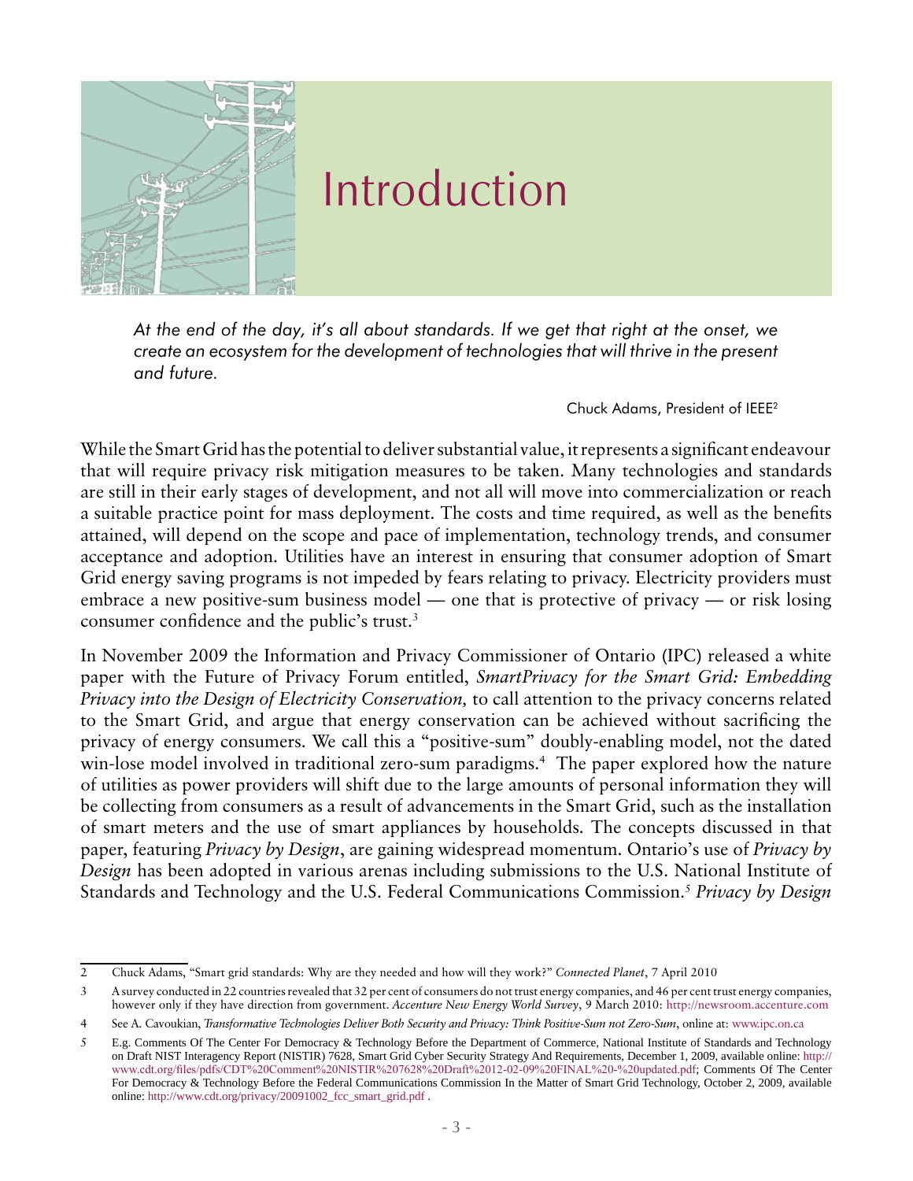# Introduction

*At the end of the day, it's all about standards. If we get that right at the onset, we create an ecosystem for the development of technologies that will thrive in the present and future.*

Chuck Adams, President of IEEE[2]

While the Smart Grid has the potential to deliver substantial value, it represents a significant endeavour that will require privacy risk mitigation measures to be taken. Many technologies and standards are still in their early stages of development, and not all will move into commercialization or reach a suitable practice point for mass deployment. The costs and time required, as well as the benefits attained, will depend on the scope and pace of implementation, technology trends, and consumer acceptance and adoption. Utilities have an interest in ensuring that consumer adoption of Smart Grid energy saving programs is not impeded by fears relating to privacy. Electricity providers must embrace a new positive-sum business model — one that is protective of privacy — or risk losing consumer confidence and the public's trust.[3]

In November 2009 the Information and Privacy Commissioner of Ontario (IPC) released a white paper with the Future of Privacy Forum entitled, *SmartPrivacy for the Smart Grid: Embedding Privacy into the Design of Electricity Conservation,* to call attention to the privacy concerns related to the Smart Grid, and argue that energy conservation can be achieved without sacrificing the privacy of energy consumers. We call this a "positive-sum" doubly-enabling model, not the dated win-lose model involved in traditional zero-sum paradigms.[4] The paper explored how the nature of utilities as power providers will shift due to the large amounts of personal information they will be collecting from consumers as a result of advancements in the Smart Grid, such as the installation of smart meters and the use of smart appliances by households. The concepts discussed in that paper, featuring *Privacy by Design*, are gaining widespread momentum. Ontario's use of *Privacy by Design* has been adopted in various arenas including submissions to the U.S. National Institute of Standards and Technology and the U.S. Federal Communications Commission.[5] *Privacy by Design*

---

2 Chuck Adams, "Smart grid standards: Why are they needed and how will they work?" *Connected Planet*, 7 April 2010

3 A survey conducted in 22 countries revealed that 32 per cent of consumers do not trust energy companies, and 46 per cent trust energy companies, however only if they have direction from government. *Accenture New Energy World Survey*, 9 March 2010: http://newsroom.accenture.com

4 See A. Cavoukian, *Transformative Technologies Deliver Both Security and Privacy: Think Positive-Sum not Zero-Sum*, online at: www.ipc.on.ca

5 E.g. Comments Of The Center For Democracy & Technology Before the Department of Commerce, National Institute of Standards and Technology on Draft NIST Interagency Report (NISTIR) 7628, Smart Grid Cyber Security Strategy And Requirements, December 1, 2009, available online: http://www.cdt.org/files/pdfs/CDT%20Comment%20NISTIR%207628%20Draft%2012-02-09%20FINAL%20-%20updated.pdf; Comments Of The Center For Democracy & Technology Before the Federal Communications Commission In the Matter of Smart Grid Technology, October 2, 2009, available online: http://www.cdt.org/privacy/20091002_fcc_smart_grid.pdf .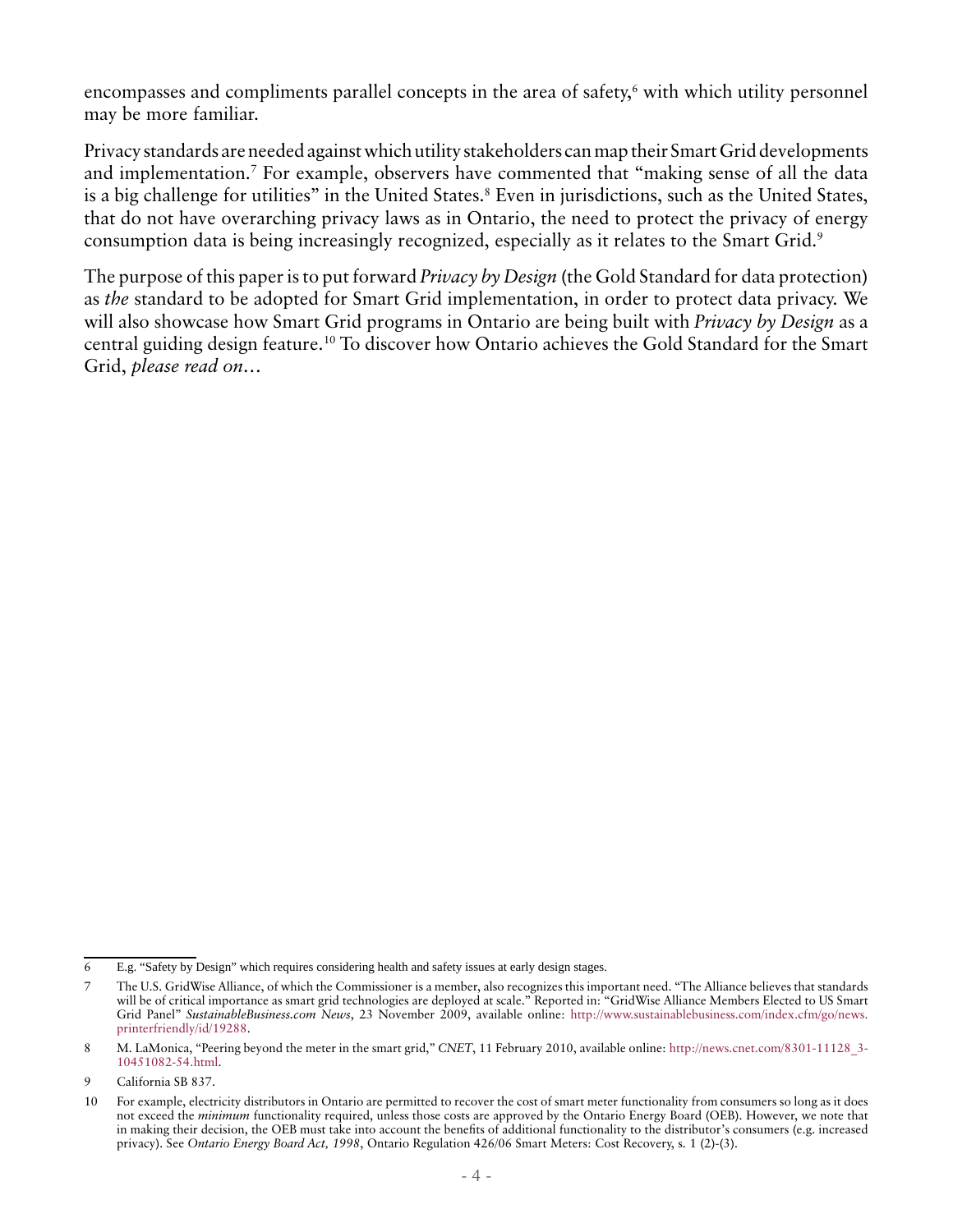encompasses and compliments parallel concepts in the area of safety,[6] with which utility personnel may be more familiar.

Privacy standards are needed against which utility stakeholders can map their Smart Grid developments and implementation.[7] For example, observers have commented that "making sense of all the data is a big challenge for utilities" in the United States.[8] Even in jurisdictions, such as the United States, that do not have overarching privacy laws as in Ontario, the need to protect the privacy of energy consumption data is being increasingly recognized, especially as it relates to the Smart Grid.[9]

The purpose of this paper is to put forward *Privacy by Design* (the Gold Standard for data protection) as *the* standard to be adopted for Smart Grid implementation, in order to protect data privacy. We will also showcase how Smart Grid programs in Ontario are being built with *Privacy by Design* as a central guiding design feature.[10] To discover how Ontario achieves the Gold Standard for the Smart Grid, *please read on…*

---

6 E.g. "Safety by Design" which requires considering health and safety issues at early design stages.

7 The U.S. GridWise Alliance, of which the Commissioner is a member, also recognizes this important need. "The Alliance believes that standards will be of critical importance as smart grid technologies are deployed at scale." Reported in: "GridWise Alliance Members Elected to US Smart Grid Panel" *SustainableBusiness.com News*, 23 November 2009, available online: http://www.sustainablebusiness.com/index.cfm/go/news.printerfriendly/id/19288.

8 M. LaMonica, "Peering beyond the meter in the smart grid," *CNET*, 11 February 2010, available online: http://news.cnet.com/8301-11128_3-10451082-54.html.

9 California SB 837.

10 For example, electricity distributors in Ontario are permitted to recover the cost of smart meter functionality from consumers so long as it does not exceed the *minimum* functionality required, unless those costs are approved by the Ontario Energy Board (OEB). However, we note that in making their decision, the OEB must take into account the benefits of additional functionality to the distributor's consumers (e.g. increased privacy). See *Ontario Energy Board Act, 1998*, Ontario Regulation 426/06 Smart Meters: Cost Recovery, s. 1 (2)-(3).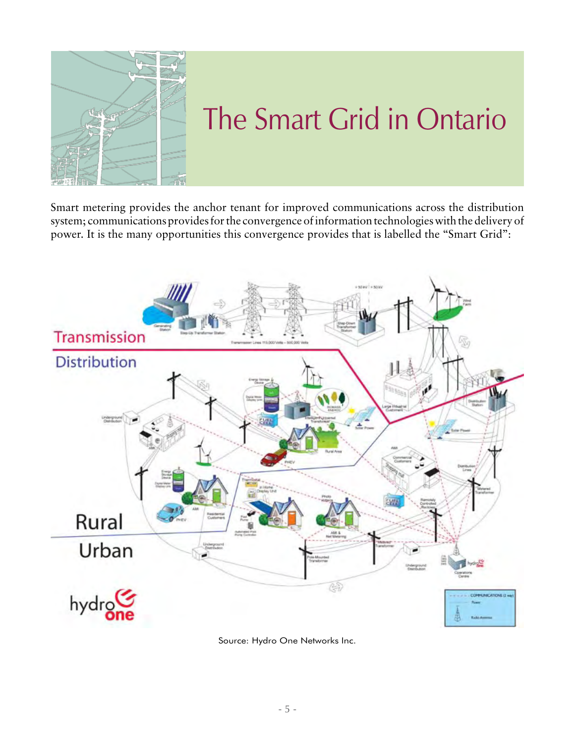# The Smart Grid in Ontario

Smart metering provides the anchor tenant for improved communications across the distribution system; communications provides for the convergence of information technologies with the delivery of power. It is the many opportunities this convergence provides that is labelled the "Smart Grid":

Source: Hydro One Networks Inc.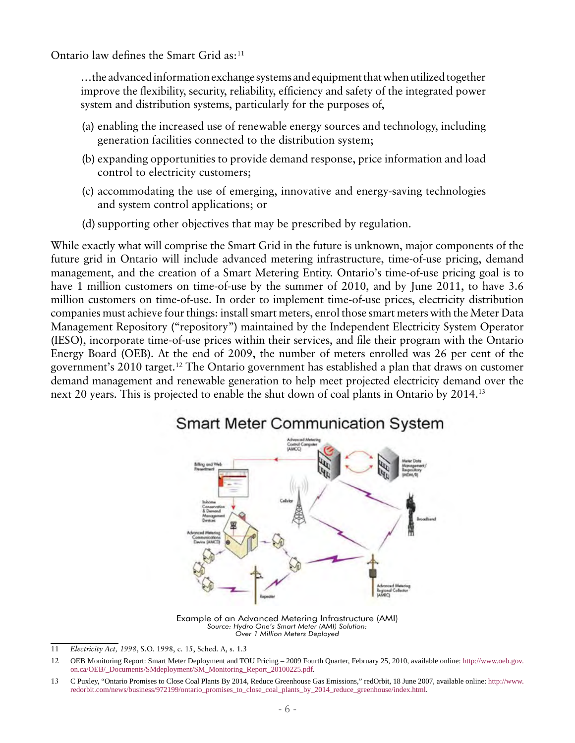Ontario law defines the Smart Grid as:[11]

> …the advanced information exchange systems and equipment that when utilized together improve the flexibility, security, reliability, efficiency and safety of the integrated power system and distribution systems, particularly for the purposes of,
>
> (a) enabling the increased use of renewable energy sources and technology, including generation facilities connected to the distribution system;
>
> (b) expanding opportunities to provide demand response, price information and load control to electricity customers;
>
> (c) accommodating the use of emerging, innovative and energy-saving technologies and system control applications; or
>
> (d) supporting other objectives that may be prescribed by regulation.

While exactly what will comprise the Smart Grid in the future is unknown, major components of the future grid in Ontario will include advanced metering infrastructure, time-of-use pricing, demand management, and the creation of a Smart Metering Entity. Ontario's time-of-use pricing goal is to have 1 million customers on time-of-use by the summer of 2010, and by June 2011, to have 3.6 million customers on time-of-use. In order to implement time-of-use prices, electricity distribution companies must achieve four things: install smart meters, enrol those smart meters with the Meter Data Management Repository ("repository") maintained by the Independent Electricity System Operator (IESO), incorporate time-of-use prices within their services, and file their program with the Ontario Energy Board (OEB). At the end of 2009, the number of meters enrolled was 26 per cent of the government's 2010 target.[12] The Ontario government has established a plan that draws on customer demand management and renewable generation to help meet projected electricity demand over the next 20 years. This is projected to enable the shut down of coal plants in Ontario by 2014.[13]

Example of an Advanced Metering Infrastructure (AMI)
*Source: Hydro One's Smart Meter (AMI) Solution: Over 1 Million Meters Deployed*

---

11 *Electricity Act, 1998*, S.O. 1998, c. 15, Sched. A, s. 1.3

12 OEB Monitoring Report: Smart Meter Deployment and TOU Pricing – 2009 Fourth Quarter, February 25, 2010, available online: http://www.oeb.gov.on.ca/OEB/_Documents/SMdeployment/SM_Monitoring_Report_20100225.pdf.

13 C Puxley, "Ontario Promises to Close Coal Plants By 2014, Reduce Greenhouse Gas Emissions," redOrbit, 18 June 2007, available online: http://www.redorbit.com/news/business/972199/ontario_promises_to_close_coal_plants_by_2014_reduce_greenhouse/index.html.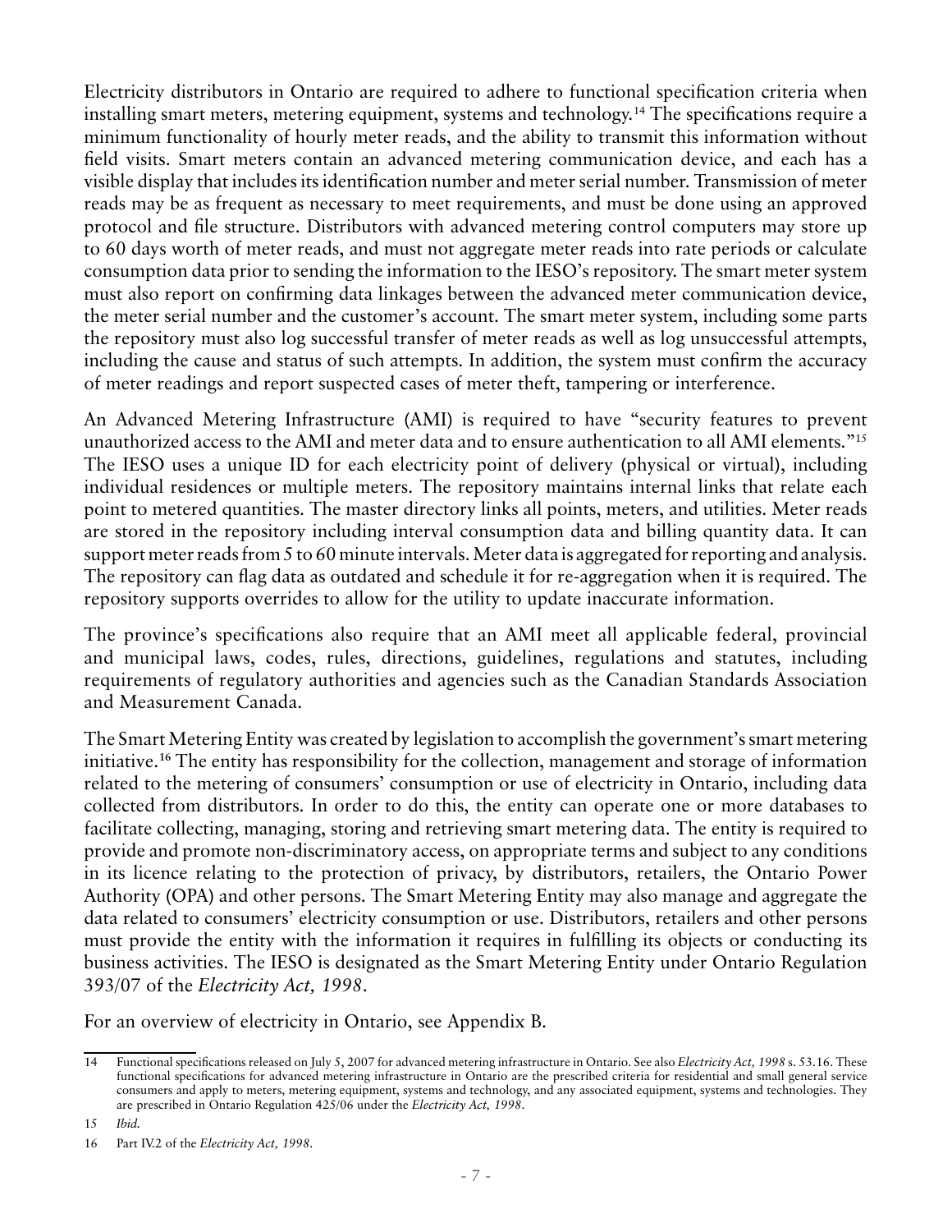Electricity distributors in Ontario are required to adhere to functional specification criteria when installing smart meters, metering equipment, systems and technology.[14] The specifications require a minimum functionality of hourly meter reads, and the ability to transmit this information without field visits. Smart meters contain an advanced metering communication device, and each has a visible display that includes its identification number and meter serial number. Transmission of meter reads may be as frequent as necessary to meet requirements, and must be done using an approved protocol and file structure. Distributors with advanced metering control computers may store up to 60 days worth of meter reads, and must not aggregate meter reads into rate periods or calculate consumption data prior to sending the information to the IESO's repository. The smart meter system must also report on confirming data linkages between the advanced meter communication device, the meter serial number and the customer's account. The smart meter system, including some parts the repository must also log successful transfer of meter reads as well as log unsuccessful attempts, including the cause and status of such attempts. In addition, the system must confirm the accuracy of meter readings and report suspected cases of meter theft, tampering or interference.

An Advanced Metering Infrastructure (AMI) is required to have "security features to prevent unauthorized access to the AMI and meter data and to ensure authentication to all AMI elements."[15] The IESO uses a unique ID for each electricity point of delivery (physical or virtual), including individual residences or multiple meters. The repository maintains internal links that relate each point to metered quantities. The master directory links all points, meters, and utilities. Meter reads are stored in the repository including interval consumption data and billing quantity data. It can support meter reads from 5 to 60 minute intervals. Meter data is aggregated for reporting and analysis. The repository can flag data as outdated and schedule it for re-aggregation when it is required. The repository supports overrides to allow for the utility to update inaccurate information.

The province's specifications also require that an AMI meet all applicable federal, provincial and municipal laws, codes, rules, directions, guidelines, regulations and statutes, including requirements of regulatory authorities and agencies such as the Canadian Standards Association and Measurement Canada.

The Smart Metering Entity was created by legislation to accomplish the government's smart metering initiative.[16] The entity has responsibility for the collection, management and storage of information related to the metering of consumers' consumption or use of electricity in Ontario, including data collected from distributors. In order to do this, the entity can operate one or more databases to facilitate collecting, managing, storing and retrieving smart metering data. The entity is required to provide and promote non-discriminatory access, on appropriate terms and subject to any conditions in its licence relating to the protection of privacy, by distributors, retailers, the Ontario Power Authority (OPA) and other persons. The Smart Metering Entity may also manage and aggregate the data related to consumers' electricity consumption or use. Distributors, retailers and other persons must provide the entity with the information it requires in fulfilling its objects or conducting its business activities. The IESO is designated as the Smart Metering Entity under Ontario Regulation 393/07 of the *Electricity Act, 1998*.

For an overview of electricity in Ontario, see Appendix B.

---

14 Functional specifications released on July 5, 2007 for advanced metering infrastructure in Ontario. See also *Electricity Act, 1998* s. 53.16. These functional specifications for advanced metering infrastructure in Ontario are the prescribed criteria for residential and small general service consumers and apply to meters, metering equipment, systems and technology, and any associated equipment, systems and technologies. They are prescribed in Ontario Regulation 425/06 under the *Electricity Act, 1998*.

15 *Ibid.*

16 Part IV.2 of the *Electricity Act, 1998*.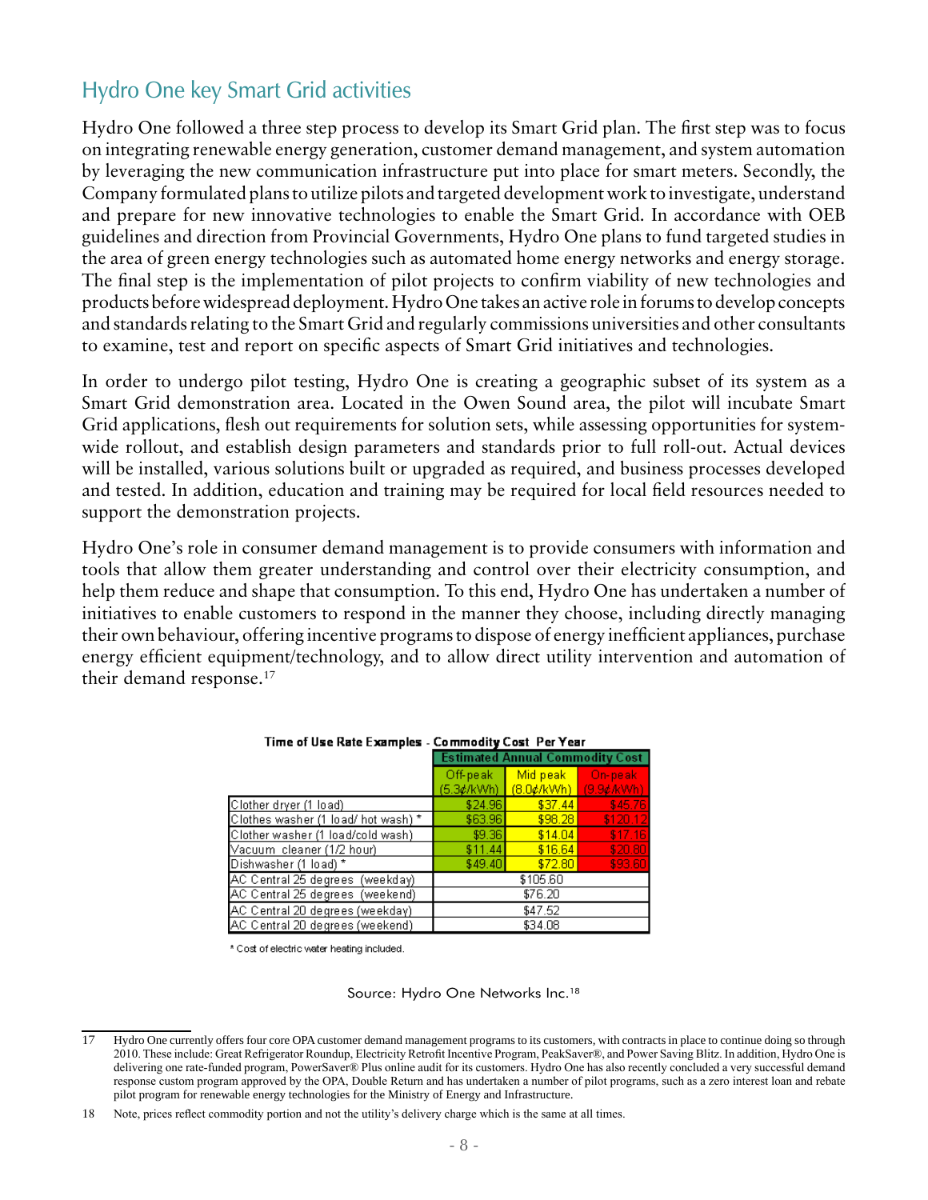## Hydro One key Smart Grid activities

Hydro One followed a three step process to develop its Smart Grid plan. The first step was to focus on integrating renewable energy generation, customer demand management, and system automation by leveraging the new communication infrastructure put into place for smart meters. Secondly, the Company formulated plans to utilize pilots and targeted development work to investigate, understand and prepare for new innovative technologies to enable the Smart Grid. In accordance with OEB guidelines and direction from Provincial Governments, Hydro One plans to fund targeted studies in the area of green energy technologies such as automated home energy networks and energy storage. The final step is the implementation of pilot projects to confirm viability of new technologies and products before widespread deployment. Hydro One takes an active role in forums to develop concepts and standards relating to the Smart Grid and regularly commissions universities and other consultants to examine, test and report on specific aspects of Smart Grid initiatives and technologies.

In order to undergo pilot testing, Hydro One is creating a geographic subset of its system as a Smart Grid demonstration area. Located in the Owen Sound area, the pilot will incubate Smart Grid applications, flesh out requirements for solution sets, while assessing opportunities for system-wide rollout, and establish design parameters and standards prior to full roll-out. Actual devices will be installed, various solutions built or upgraded as required, and business processes developed and tested. In addition, education and training may be required for local field resources needed to support the demonstration projects.

Hydro One's role in consumer demand management is to provide consumers with information and tools that allow them greater understanding and control over their electricity consumption, and help them reduce and shape that consumption. To this end, Hydro One has undertaken a number of initiatives to enable customers to respond in the manner they choose, including directly managing their own behaviour, offering incentive programs to dispose of energy inefficient appliances, purchase energy efficient equipment/technology, and to allow direct utility intervention and automation of their demand response.[17]

**Time of Use Rate Examples - Commodity Cost Per Year**

| | Estimated Annual Commodity Cost | | |
|---|---|---|---|
| | Off-peak (5.3¢/kWh) | Mid peak (8.0¢/kWh) | On-peak (9.9¢/kWh) |
| Clother dryer (1 load) | $24.96 | $37.44 | $45.76 |
| Clothes washer (1 load/ hot wash) * | $63.96 | $98.28 | $120.12 |
| Clother washer (1 load/cold wash) | $9.36 | $14.04 | $17.16 |
| Vacuum cleaner (1/2 hour) | $11.44 | $16.64 | $20.80 |
| Dishwasher (1 load) * | $49.40 | $72.80 | $93.60 |
| AC Central 25 degrees (weekday) | $105.60 | | |
| AC Central 25 degrees (weekend) | $76.20 | | |
| AC Central 20 degrees (weekday) | $47.52 | | |
| AC Central 20 degrees (weekend) | $34.08 | | |

\* Cost of electric water heating included.

Source: Hydro One Networks Inc.[18]

---

17 Hydro One currently offers four core OPA customer demand management programs to its customers, with contracts in place to continue doing so through 2010. These include: Great Refrigerator Roundup, Electricity Retrofit Incentive Program, PeakSaver®, and Power Saving Blitz. In addition, Hydro One is delivering one rate-funded program, PowerSaver® Plus online audit for its customers. Hydro One has also recently concluded a very successful demand response custom program approved by the OPA, Double Return and has undertaken a number of pilot programs, such as a zero interest loan and rebate pilot program for renewable energy technologies for the Ministry of Energy and Infrastructure.

18 Note, prices reflect commodity portion and not the utility's delivery charge which is the same at all times.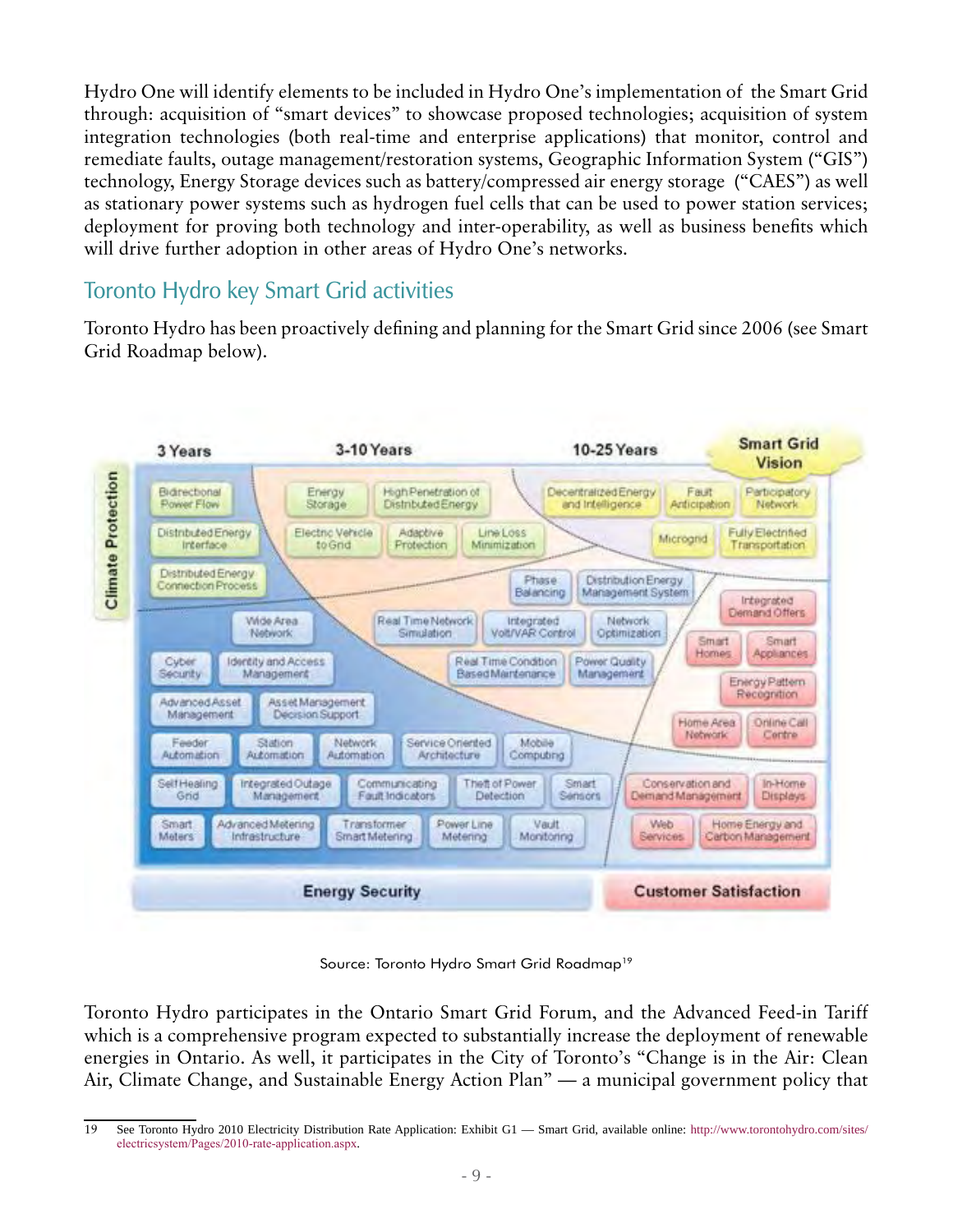Hydro One will identify elements to be included in Hydro One's implementation of the Smart Grid through: acquisition of "smart devices" to showcase proposed technologies; acquisition of system integration technologies (both real-time and enterprise applications) that monitor, control and remediate faults, outage management/restoration systems, Geographic Information System ("GIS") technology, Energy Storage devices such as battery/compressed air energy storage ("CAES") as well as stationary power systems such as hydrogen fuel cells that can be used to power station services; deployment for proving both technology and inter-operability, as well as business benefits which will drive further adoption in other areas of Hydro One's networks.

## Toronto Hydro key Smart Grid activities

Toronto Hydro has been proactively defining and planning for the Smart Grid since 2006 (see Smart Grid Roadmap below).

Source: Toronto Hydro Smart Grid Roadmap[19]

Toronto Hydro participates in the Ontario Smart Grid Forum, and the Advanced Feed-in Tariff which is a comprehensive program expected to substantially increase the deployment of renewable energies in Ontario. As well, it participates in the City of Toronto's "Change is in the Air: Clean Air, Climate Change, and Sustainable Energy Action Plan" — a municipal government policy that

19 See Toronto Hydro 2010 Electricity Distribution Rate Application: Exhibit G1 — Smart Grid, available online: http://www.torontohydro.com/sites/electricsystem/Pages/2010-rate-application.aspx.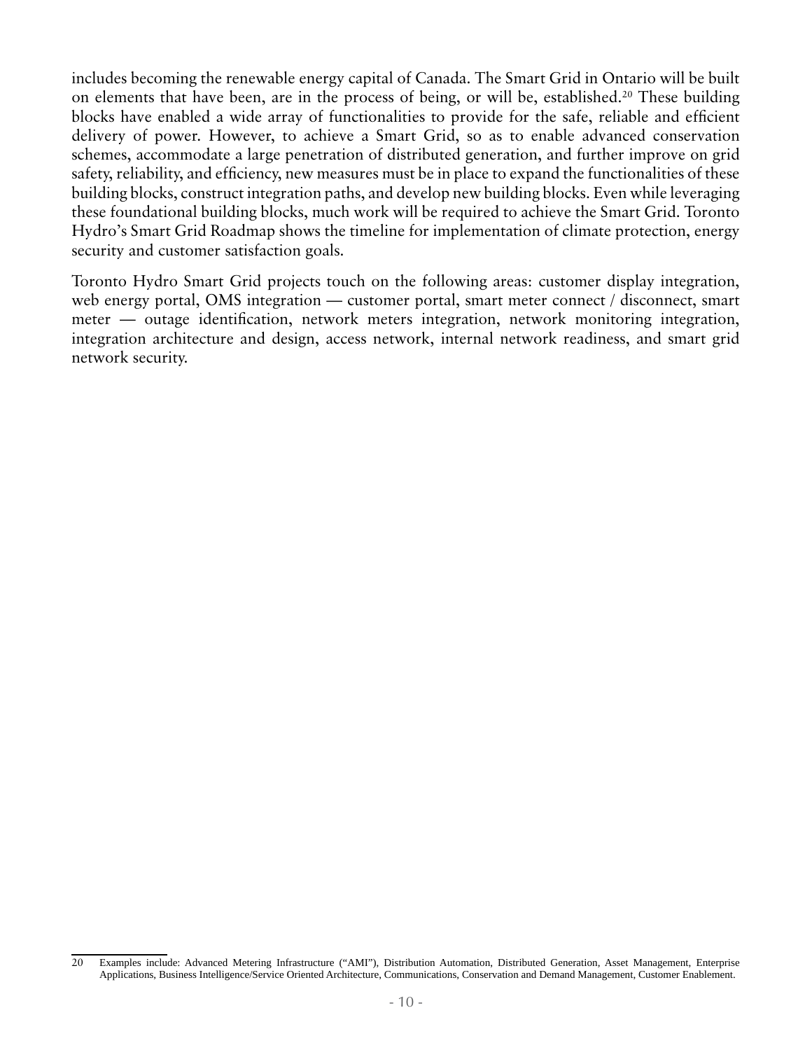includes becoming the renewable energy capital of Canada. The Smart Grid in Ontario will be built on elements that have been, are in the process of being, or will be, established.[20] These building blocks have enabled a wide array of functionalities to provide for the safe, reliable and efficient delivery of power. However, to achieve a Smart Grid, so as to enable advanced conservation schemes, accommodate a large penetration of distributed generation, and further improve on grid safety, reliability, and efficiency, new measures must be in place to expand the functionalities of these building blocks, construct integration paths, and develop new building blocks. Even while leveraging these foundational building blocks, much work will be required to achieve the Smart Grid. Toronto Hydro's Smart Grid Roadmap shows the timeline for implementation of climate protection, energy security and customer satisfaction goals.

Toronto Hydro Smart Grid projects touch on the following areas: customer display integration, web energy portal, OMS integration — customer portal, smart meter connect / disconnect, smart meter — outage identification, network meters integration, network monitoring integration, integration architecture and design, access network, internal network readiness, and smart grid network security.

---

20 Examples include: Advanced Metering Infrastructure ("AMI"), Distribution Automation, Distributed Generation, Asset Management, Enterprise Applications, Business Intelligence/Service Oriented Architecture, Communications, Conservation and Demand Management, Customer Enablement.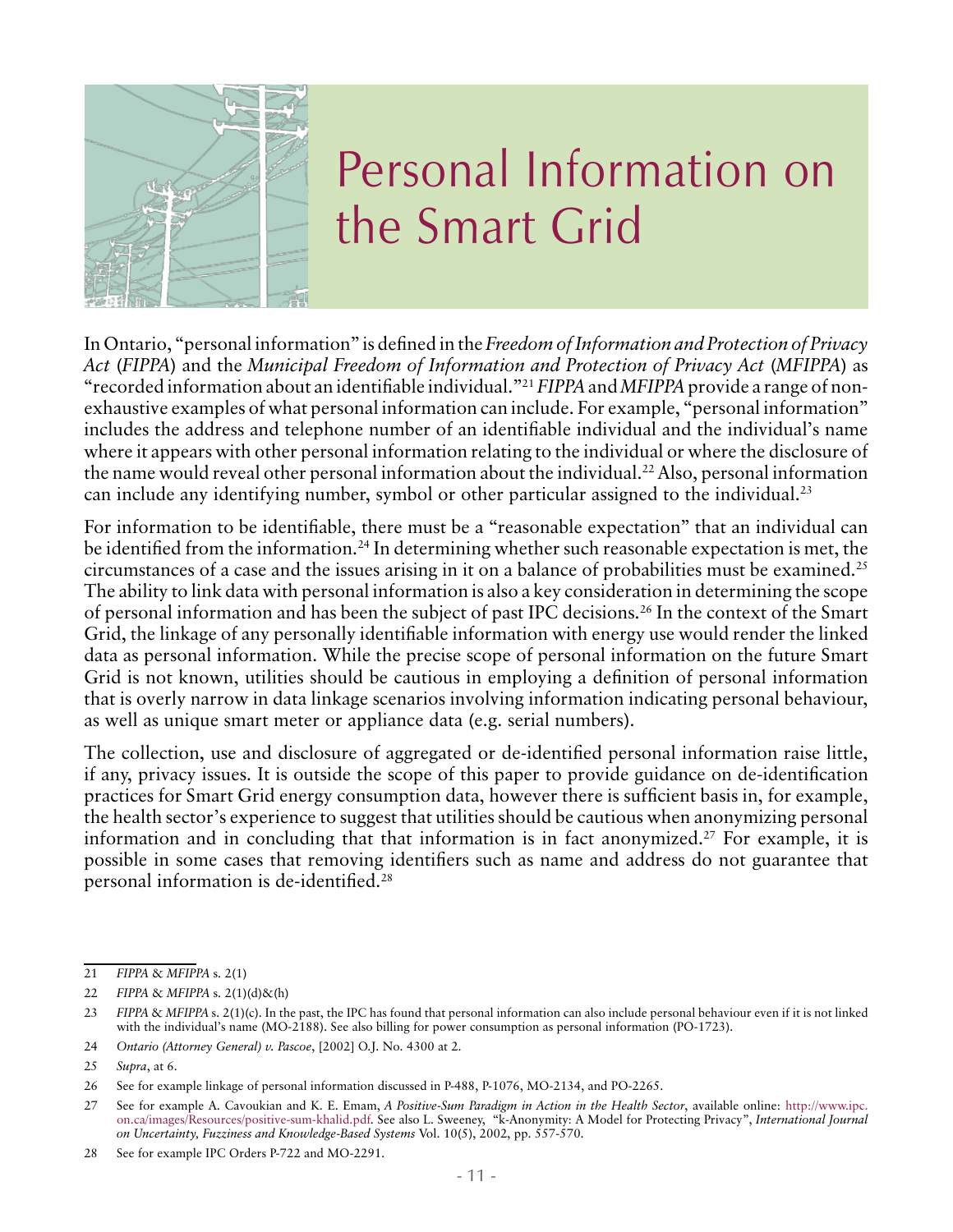# Personal Information on the Smart Grid

In Ontario, "personal information" is defined in the *Freedom of Information and Protection of Privacy Act* (*FIPPA*) and the *Municipal Freedom of Information and Protection of Privacy Act* (*MFIPPA*) as "recorded information about an identifiable individual."[21] *FIPPA* and *MFIPPA* provide a range of non-exhaustive examples of what personal information can include. For example, "personal information" includes the address and telephone number of an identifiable individual and the individual's name where it appears with other personal information relating to the individual or where the disclosure of the name would reveal other personal information about the individual.[22] Also, personal information can include any identifying number, symbol or other particular assigned to the individual.[23]

For information to be identifiable, there must be a "reasonable expectation" that an individual can be identified from the information.[24] In determining whether such reasonable expectation is met, the circumstances of a case and the issues arising in it on a balance of probabilities must be examined.[25] The ability to link data with personal information is also a key consideration in determining the scope of personal information and has been the subject of past IPC decisions.[26] In the context of the Smart Grid, the linkage of any personally identifiable information with energy use would render the linked data as personal information. While the precise scope of personal information on the future Smart Grid is not known, utilities should be cautious in employing a definition of personal information that is overly narrow in data linkage scenarios involving information indicating personal behaviour, as well as unique smart meter or appliance data (e.g. serial numbers).

The collection, use and disclosure of aggregated or de-identified personal information raise little, if any, privacy issues. It is outside the scope of this paper to provide guidance on de-identification practices for Smart Grid energy consumption data, however there is sufficient basis in, for example, the health sector's experience to suggest that utilities should be cautious when anonymizing personal information and in concluding that that information is in fact anonymized.[27] For example, it is possible in some cases that removing identifiers such as name and address do not guarantee that personal information is de-identified.[28]

---

21 *FIPPA* & *MFIPPA* s. 2(1)

22 *FIPPA* & *MFIPPA* s. 2(1)(d)&(h)

23 *FIPPA* & *MFIPPA* s. 2(1)(c). In the past, the IPC has found that personal information can also include personal behaviour even if it is not linked with the individual's name (MO-2188). See also billing for power consumption as personal information (PO-1723).

24 *Ontario (Attorney General) v. Pascoe*, [2002] O.J. No. 4300 at 2.

25 *Supra*, at 6.

26 See for example linkage of personal information discussed in P-488, P-1076, MO-2134, and PO-2265.

27 See for example A. Cavoukian and K. E. Emam, *A Positive-Sum Paradigm in Action in the Health Sector*, available online: http://www.ipc.on.ca/images/Resources/positive-sum-khalid.pdf. See also L. Sweeney, "k-Anonymity: A Model for Protecting Privacy", *International Journal on Uncertainty, Fuzziness and Knowledge-Based Systems* Vol. 10(5), 2002, pp. 557-570.

28 See for example IPC Orders P-722 and MO-2291.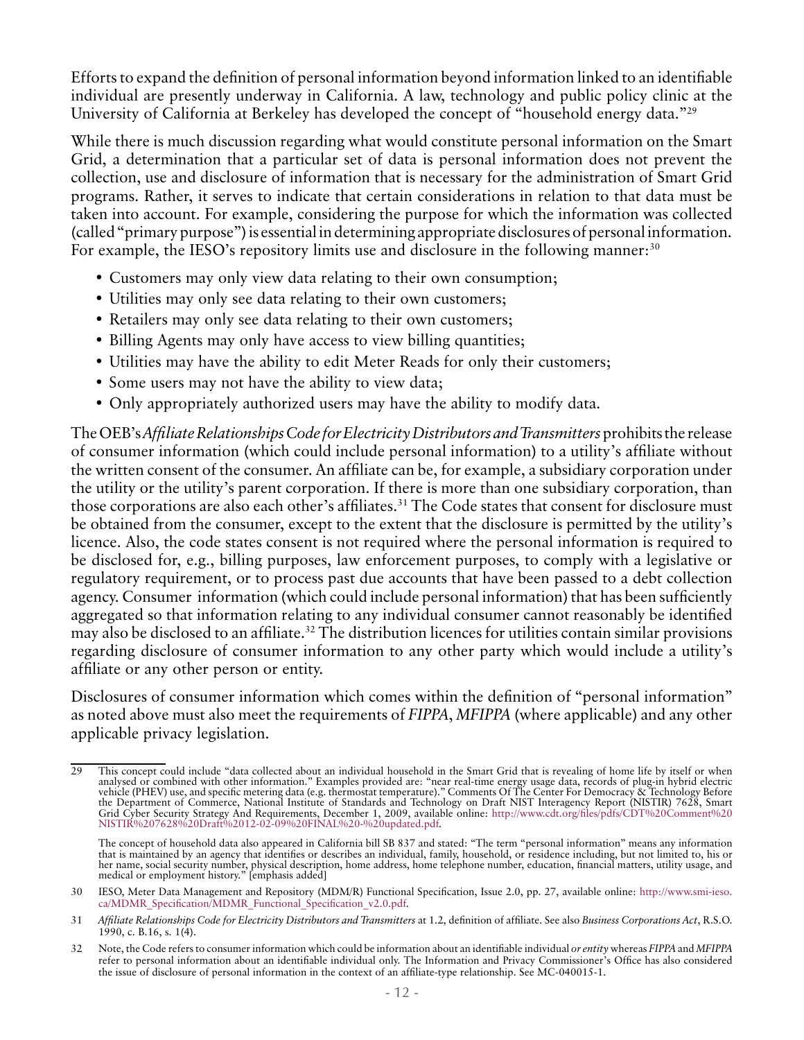Efforts to expand the definition of personal information beyond information linked to an identifiable individual are presently underway in California. A law, technology and public policy clinic at the University of California at Berkeley has developed the concept of "household energy data."[29]

While there is much discussion regarding what would constitute personal information on the Smart Grid, a determination that a particular set of data is personal information does not prevent the collection, use and disclosure of information that is necessary for the administration of Smart Grid programs. Rather, it serves to indicate that certain considerations in relation to that data must be taken into account. For example, considering the purpose for which the information was collected (called "primary purpose") is essential in determining appropriate disclosures of personal information. For example, the IESO's repository limits use and disclosure in the following manner:[30]

- Customers may only view data relating to their own consumption;
- Utilities may only see data relating to their own customers;
- Retailers may only see data relating to their own customers;
- Billing Agents may only have access to view billing quantities;
- Utilities may have the ability to edit Meter Reads for only their customers;
- Some users may not have the ability to view data;
- Only appropriately authorized users may have the ability to modify data.

The OEB's *Affiliate Relationships Code for Electricity Distributors and Transmitters* prohibits the release of consumer information (which could include personal information) to a utility's affiliate without the written consent of the consumer. An affiliate can be, for example, a subsidiary corporation under the utility or the utility's parent corporation. If there is more than one subsidiary corporation, than those corporations are also each other's affiliates.[31] The Code states that consent for disclosure must be obtained from the consumer, except to the extent that the disclosure is permitted by the utility's licence. Also, the code states consent is not required where the personal information is required to be disclosed for, e.g., billing purposes, law enforcement purposes, to comply with a legislative or regulatory requirement, or to process past due accounts that have been passed to a debt collection agency. Consumer information (which could include personal information) that has been sufficiently aggregated so that information relating to any individual consumer cannot reasonably be identified may also be disclosed to an affiliate.[32] The distribution licences for utilities contain similar provisions regarding disclosure of consumer information to any other party which would include a utility's affiliate or any other person or entity.

Disclosures of consumer information which comes within the definition of "personal information" as noted above must also meet the requirements of *FIPPA*, *MFIPPA* (where applicable) and any other applicable privacy legislation.

---

29 This concept could include "data collected about an individual household in the Smart Grid that is revealing of home life by itself or when analysed or combined with other information." Examples provided are: "near real-time energy usage data, records of plug-in hybrid electric vehicle (PHEV) use, and specific metering data (e.g. thermostat temperature)." Comments Of The Center For Democracy & Technology Before the Department of Commerce, National Institute of Standards and Technology on Draft NIST Interagency Report (NISTIR) 7628, Smart Grid Cyber Security Strategy And Requirements, December 1, 2009, available online: http://www.cdt.org/files/pdfs/CDT%20Comment%20NISTIR%207628%20Draft%2012-02-09%20FINAL%20-%20updated.pdf.

The concept of household data also appeared in California bill SB 837 and stated: "The term "personal information" means any information that is maintained by an agency that identifies or describes an individual, family, household, or residence including, but not limited to, his or her name, social security number, physical description, home address, home telephone number, education, financial matters, utility usage, and medical or employment history." [emphasis added]

30 IESO, Meter Data Management and Repository (MDM/R) Functional Specification, Issue 2.0, pp. 27, available online: http://www.smi-ieso.ca/MDMR_Specification/MDMR_Functional_Specification_v2.0.pdf.

31 *Affiliate Relationships Code for Electricity Distributors and Transmitters* at 1.2, definition of affiliate. See also *Business Corporations Act*, R.S.O. 1990, c. B.16, s. 1(4).

32 Note, the Code refers to consumer information which could be information about an identifiable individual *or entity* whereas *FIPPA* and *MFIPPA* refer to personal information about an identifiable individual only. The Information and Privacy Commissioner's Office has also considered the issue of disclosure of personal information in the context of an affiliate-type relationship. See MC-040015-1.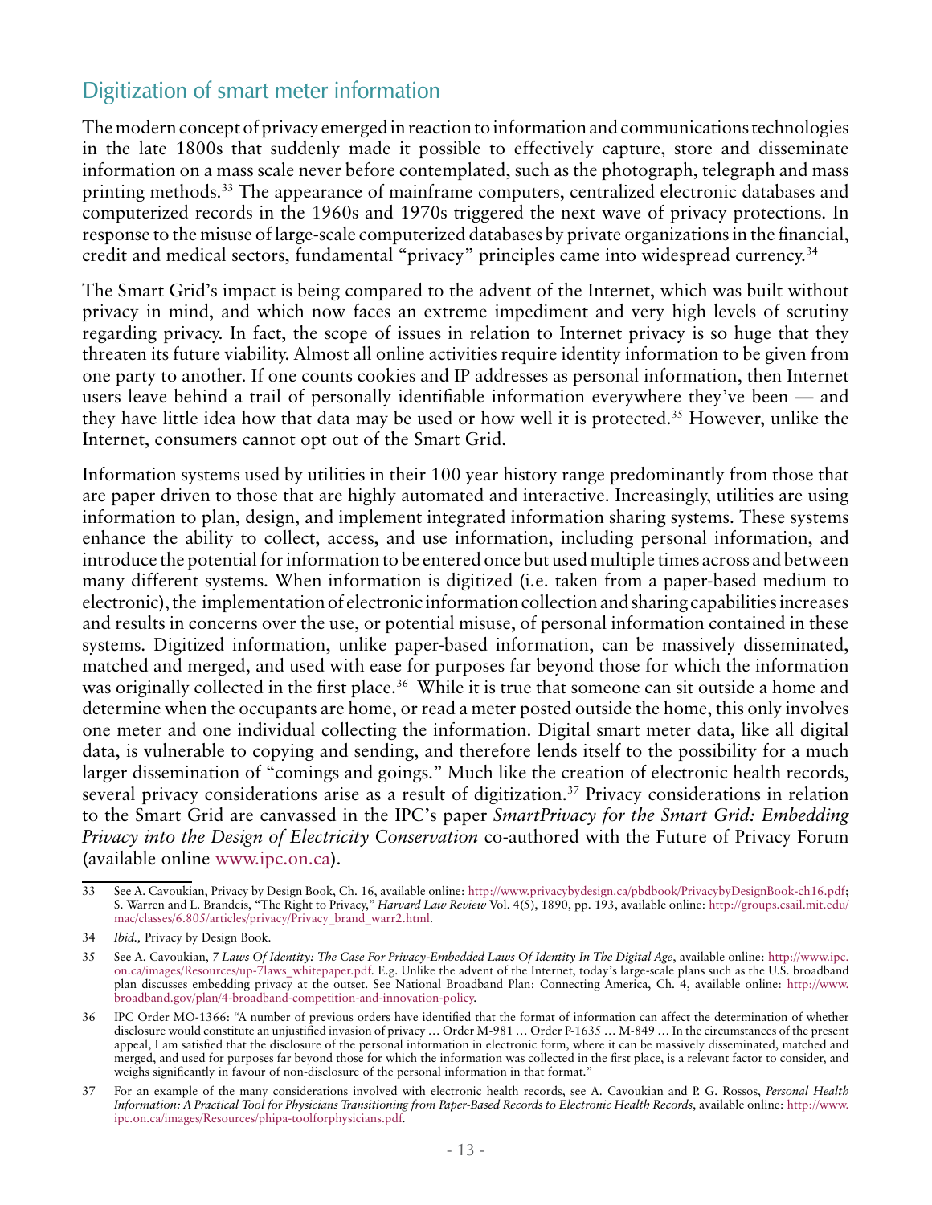## Digitization of smart meter information

The modern concept of privacy emerged in reaction to information and communications technologies in the late 1800s that suddenly made it possible to effectively capture, store and disseminate information on a mass scale never before contemplated, such as the photograph, telegraph and mass printing methods.[33] The appearance of mainframe computers, centralized electronic databases and computerized records in the 1960s and 1970s triggered the next wave of privacy protections. In response to the misuse of large-scale computerized databases by private organizations in the financial, credit and medical sectors, fundamental "privacy" principles came into widespread currency.[34]

The Smart Grid's impact is being compared to the advent of the Internet, which was built without privacy in mind, and which now faces an extreme impediment and very high levels of scrutiny regarding privacy. In fact, the scope of issues in relation to Internet privacy is so huge that they threaten its future viability. Almost all online activities require identity information to be given from one party to another. If one counts cookies and IP addresses as personal information, then Internet users leave behind a trail of personally identifiable information everywhere they've been — and they have little idea how that data may be used or how well it is protected.[35] However, unlike the Internet, consumers cannot opt out of the Smart Grid.

Information systems used by utilities in their 100 year history range predominantly from those that are paper driven to those that are highly automated and interactive. Increasingly, utilities are using information to plan, design, and implement integrated information sharing systems. These systems enhance the ability to collect, access, and use information, including personal information, and introduce the potential for information to be entered once but used multiple times across and between many different systems. When information is digitized (i.e. taken from a paper-based medium to electronic), the implementation of electronic information collection and sharing capabilities increases and results in concerns over the use, or potential misuse, of personal information contained in these systems. Digitized information, unlike paper-based information, can be massively disseminated, matched and merged, and used with ease for purposes far beyond those for which the information was originally collected in the first place.[36] While it is true that someone can sit outside a home and determine when the occupants are home, or read a meter posted outside the home, this only involves one meter and one individual collecting the information. Digital smart meter data, like all digital data, is vulnerable to copying and sending, and therefore lends itself to the possibility for a much larger dissemination of "comings and goings." Much like the creation of electronic health records, several privacy considerations arise as a result of digitization.[37] Privacy considerations in relation to the Smart Grid are canvassed in the IPC's paper *SmartPrivacy for the Smart Grid: Embedding Privacy into the Design of Electricity Conservation* co-authored with the Future of Privacy Forum (available online www.ipc.on.ca).

---

33 See A. Cavoukian, Privacy by Design Book, Ch. 16, available online: http://www.privacybydesign.ca/pbdbook/PrivacybyDesignBook-ch16.pdf; S. Warren and L. Brandeis, "The Right to Privacy," *Harvard Law Review* Vol. 4(5), 1890, pp. 193, available online: http://groups.csail.mit.edu/mac/classes/6.805/articles/privacy/Privacy_brand_warr2.html.

34 *Ibid.*, Privacy by Design Book.

35 See A. Cavoukian, *7 Laws Of Identity: The Case For Privacy-Embedded Laws Of Identity In The Digital Age*, available online: http://www.ipc.on.ca/images/Resources/up-7laws_whitepaper.pdf. E.g. Unlike the advent of the Internet, today's large-scale plans such as the U.S. broadband plan discusses embedding privacy at the outset. See National Broadband Plan: Connecting America, Ch. 4, available online: http://www.broadband.gov/plan/4-broadband-competition-and-innovation-policy.

36 IPC Order MO-1366: "A number of previous orders have identified that the format of information can affect the determination of whether disclosure would constitute an unjustified invasion of privacy … Order M-981 … Order P-1635 … M-849 … In the circumstances of the present appeal, I am satisfied that the disclosure of the personal information in electronic form, where it can be massively disseminated, matched and merged, and used for purposes far beyond those for which the information was collected in the first place, is a relevant factor to consider, and weighs significantly in favour of non-disclosure of the personal information in that format."

37 For an example of the many considerations involved with electronic health records, see A. Cavoukian and P. G. Rossos, *Personal Health Information: A Practical Tool for Physicians Transitioning from Paper-Based Records to Electronic Health Records*, available online: http://www.ipc.on.ca/images/Resources/phipa-toolforphysicians.pdf.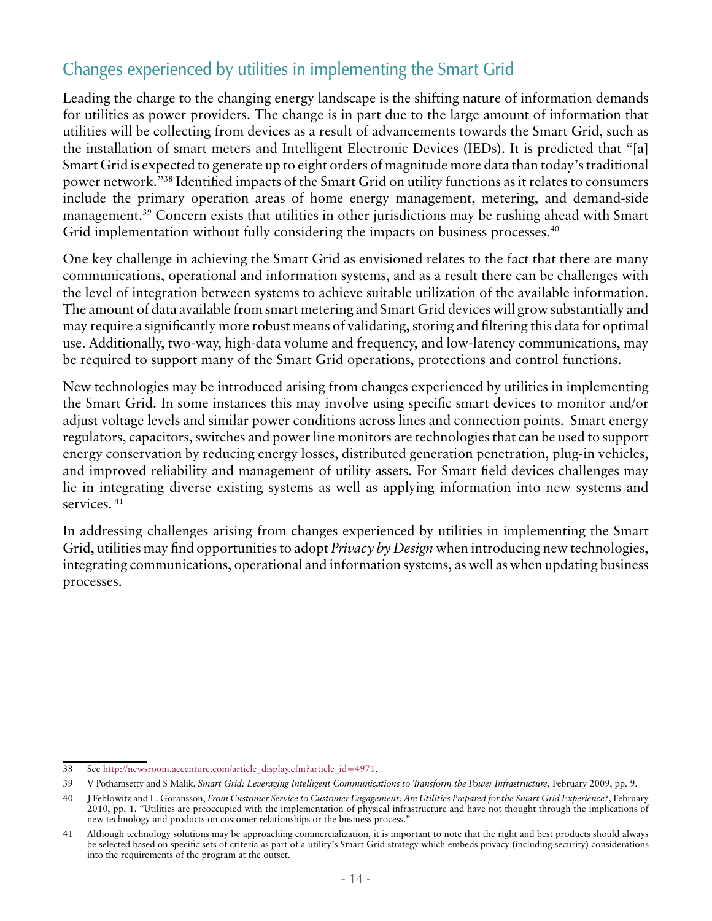## Changes experienced by utilities in implementing the Smart Grid

Leading the charge to the changing energy landscape is the shifting nature of information demands for utilities as power providers. The change is in part due to the large amount of information that utilities will be collecting from devices as a result of advancements towards the Smart Grid, such as the installation of smart meters and Intelligent Electronic Devices (IEDs). It is predicted that "[a] Smart Grid is expected to generate up to eight orders of magnitude more data than today's traditional power network."[38] Identified impacts of the Smart Grid on utility functions as it relates to consumers include the primary operation areas of home energy management, metering, and demand-side management.[39] Concern exists that utilities in other jurisdictions may be rushing ahead with Smart Grid implementation without fully considering the impacts on business processes.[40]

One key challenge in achieving the Smart Grid as envisioned relates to the fact that there are many communications, operational and information systems, and as a result there can be challenges with the level of integration between systems to achieve suitable utilization of the available information. The amount of data available from smart metering and Smart Grid devices will grow substantially and may require a significantly more robust means of validating, storing and filtering this data for optimal use. Additionally, two-way, high-data volume and frequency, and low-latency communications, may be required to support many of the Smart Grid operations, protections and control functions.

New technologies may be introduced arising from changes experienced by utilities in implementing the Smart Grid. In some instances this may involve using specific smart devices to monitor and/or adjust voltage levels and similar power conditions across lines and connection points. Smart energy regulators, capacitors, switches and power line monitors are technologies that can be used to support energy conservation by reducing energy losses, distributed generation penetration, plug-in vehicles, and improved reliability and management of utility assets. For Smart field devices challenges may lie in integrating diverse existing systems as well as applying information into new systems and services.[41]

In addressing challenges arising from changes experienced by utilities in implementing the Smart Grid, utilities may find opportunities to adopt *Privacy by Design* when introducing new technologies, integrating communications, operational and information systems, as well as when updating business processes.

---

38 See http://newsroom.accenture.com/article_display.cfm?article_id=4971.

39 V Pothamsetty and S Malik, *Smart Grid: Leveraging Intelligent Communications to Transform the Power Infrastructure*, February 2009, pp. 9.

40 J Feblowitz and L. Goransson, *From Customer Service to Customer Engagement: Are Utilities Prepared for the Smart Grid Experience?*, February 2010, pp. 1. "Utilities are preoccupied with the implementation of physical infrastructure and have not thought through the implications of new technology and products on customer relationships or the business process."

41 Although technology solutions may be approaching commercialization, it is important to note that the right and best products should always be selected based on specific sets of criteria as part of a utility's Smart Grid strategy which embeds privacy (including security) considerations into the requirements of the program at the outset.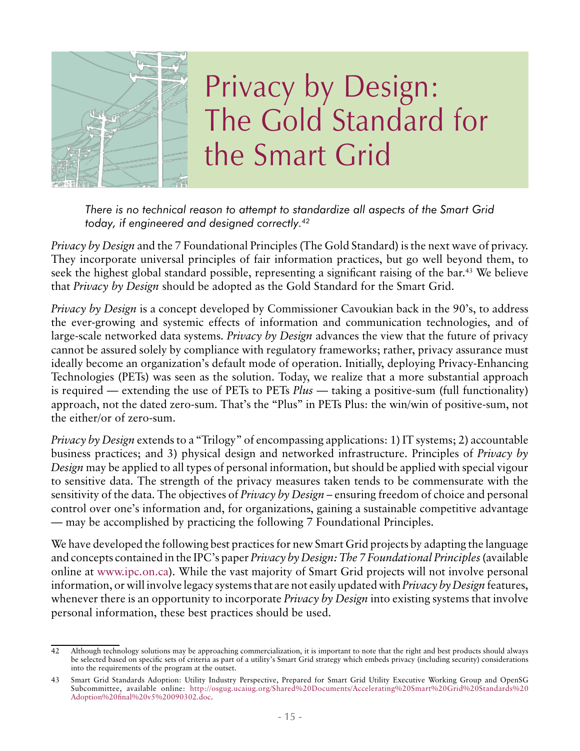# Privacy by Design: The Gold Standard for the Smart Grid

*There is no technical reason to attempt to standardize all aspects of the Smart Grid today, if engineered and designed correctly.*[42]

*Privacy by Design* and the 7 Foundational Principles (The Gold Standard) is the next wave of privacy. They incorporate universal principles of fair information practices, but go well beyond them, to seek the highest global standard possible, representing a significant raising of the bar.[43] We believe that *Privacy by Design* should be adopted as the Gold Standard for the Smart Grid.

*Privacy by Design* is a concept developed by Commissioner Cavoukian back in the 90's, to address the ever-growing and systemic effects of information and communication technologies, and of large-scale networked data systems. *Privacy by Design* advances the view that the future of privacy cannot be assured solely by compliance with regulatory frameworks; rather, privacy assurance must ideally become an organization's default mode of operation. Initially, deploying Privacy-Enhancing Technologies (PETs) was seen as the solution. Today, we realize that a more substantial approach is required — extending the use of PETs to PETs *Plus* — taking a positive-sum (full functionality) approach, not the dated zero-sum. That's the "Plus" in PETs Plus: the win/win of positive-sum, not the either/or of zero-sum.

*Privacy by Design* extends to a "Trilogy" of encompassing applications: 1) IT systems; 2) accountable business practices; and 3) physical design and networked infrastructure. Principles of *Privacy by Design* may be applied to all types of personal information, but should be applied with special vigour to sensitive data. The strength of the privacy measures taken tends to be commensurate with the sensitivity of the data. The objectives of *Privacy by Design* – ensuring freedom of choice and personal control over one's information and, for organizations, gaining a sustainable competitive advantage — may be accomplished by practicing the following 7 Foundational Principles.

We have developed the following best practices for new Smart Grid projects by adapting the language and concepts contained in the IPC's paper *Privacy by Design: The 7 Foundational Principles* (available online at www.ipc.on.ca). While the vast majority of Smart Grid projects will not involve personal information, or will involve legacy systems that are not easily updated with *Privacy by Design* features, whenever there is an opportunity to incorporate *Privacy by Design* into existing systems that involve personal information, these best practices should be used.

---

42 Although technology solutions may be approaching commercialization, it is important to note that the right and best products should always be selected based on specific sets of criteria as part of a utility's Smart Grid strategy which embeds privacy (including security) considerations into the requirements of the program at the outset.

43 Smart Grid Standards Adoption: Utility Industry Perspective, Prepared for Smart Grid Utility Executive Working Group and OpenSG Subcommittee, available online: http://osgug.ucaiug.org/Shared%20Documents/Accelerating%20Smart%20Grid%20Standards%20Adoption%20final%20v5%20090302.doc.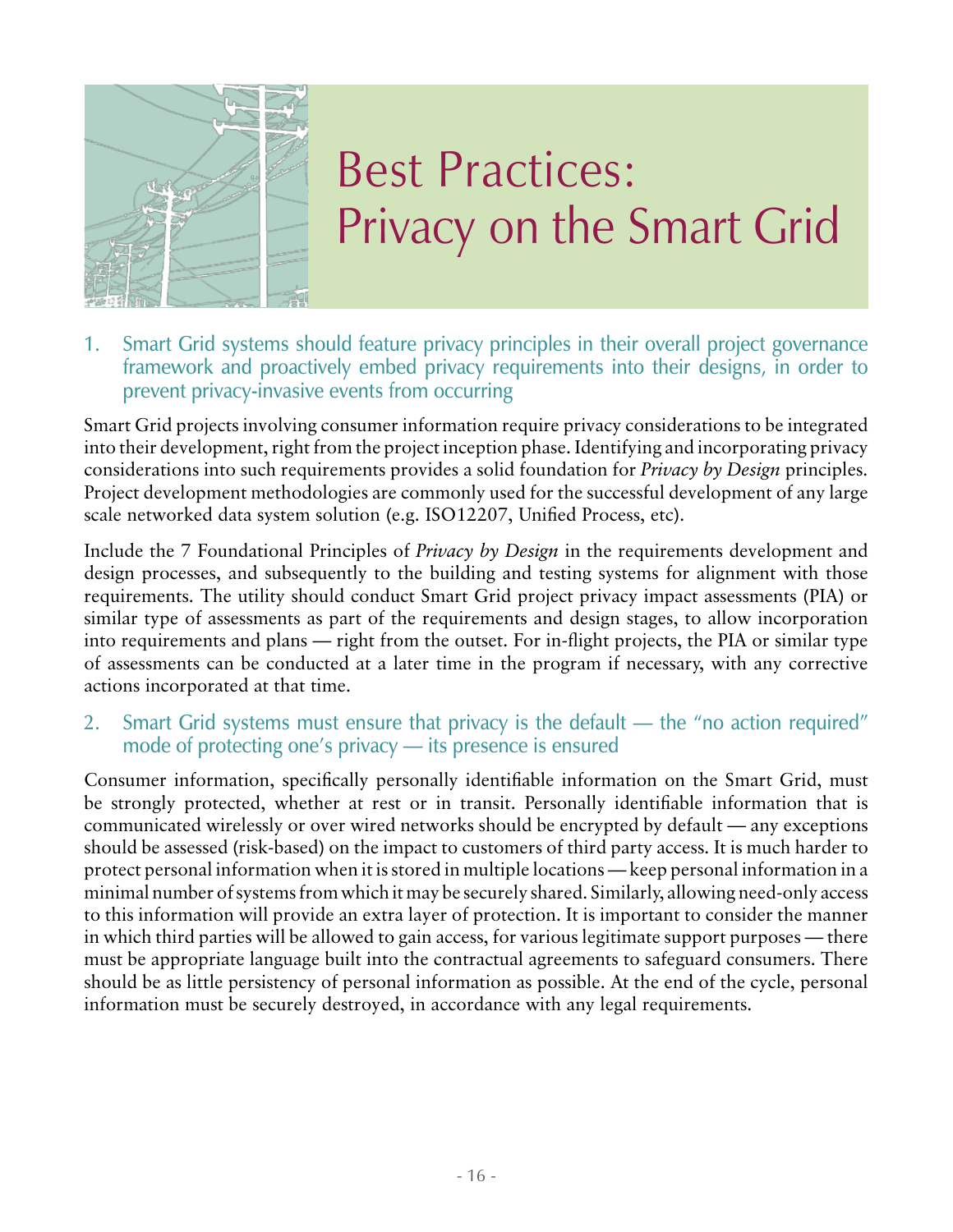# Best Practices: Privacy on the Smart Grid

## 1. Smart Grid systems should feature privacy principles in their overall project governance framework and proactively embed privacy requirements into their designs, in order to prevent privacy-invasive events from occurring

Smart Grid projects involving consumer information require privacy considerations to be integrated into their development, right from the project inception phase. Identifying and incorporating privacy considerations into such requirements provides a solid foundation for *Privacy by Design* principles. Project development methodologies are commonly used for the successful development of any large scale networked data system solution (e.g. ISO12207, Unified Process, etc).

Include the 7 Foundational Principles of *Privacy by Design* in the requirements development and design processes, and subsequently to the building and testing systems for alignment with those requirements. The utility should conduct Smart Grid project privacy impact assessments (PIA) or similar type of assessments as part of the requirements and design stages, to allow incorporation into requirements and plans — right from the outset. For in-flight projects, the PIA or similar type of assessments can be conducted at a later time in the program if necessary, with any corrective actions incorporated at that time.

## 2. Smart Grid systems must ensure that privacy is the default — the "no action required" mode of protecting one's privacy — its presence is ensured

Consumer information, specifically personally identifiable information on the Smart Grid, must be strongly protected, whether at rest or in transit. Personally identifiable information that is communicated wirelessly or over wired networks should be encrypted by default — any exceptions should be assessed (risk-based) on the impact to customers of third party access. It is much harder to protect personal information when it is stored in multiple locations — keep personal information in a minimal number of systems from which it may be securely shared. Similarly, allowing need-only access to this information will provide an extra layer of protection. It is important to consider the manner in which third parties will be allowed to gain access, for various legitimate support purposes — there must be appropriate language built into the contractual agreements to safeguard consumers. There should be as little persistency of personal information as possible. At the end of the cycle, personal information must be securely destroyed, in accordance with any legal requirements.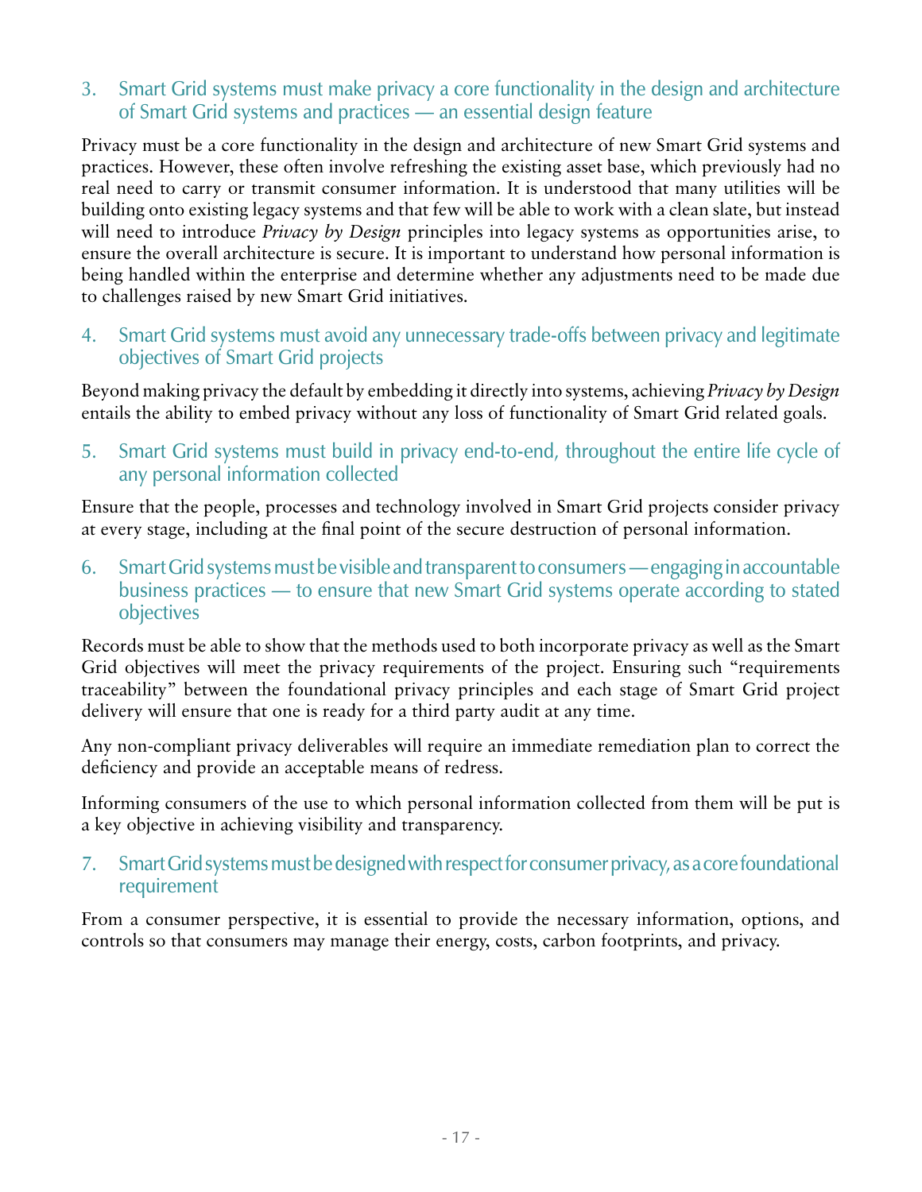### 3. Smart Grid systems must make privacy a core functionality in the design and architecture of Smart Grid systems and practices — an essential design feature

Privacy must be a core functionality in the design and architecture of new Smart Grid systems and practices. However, these often involve refreshing the existing asset base, which previously had no real need to carry or transmit consumer information. It is understood that many utilities will be building onto existing legacy systems and that few will be able to work with a clean slate, but instead will need to introduce *Privacy by Design* principles into legacy systems as opportunities arise, to ensure the overall architecture is secure. It is important to understand how personal information is being handled within the enterprise and determine whether any adjustments need to be made due to challenges raised by new Smart Grid initiatives.

### 4. Smart Grid systems must avoid any unnecessary trade-offs between privacy and legitimate objectives of Smart Grid projects

Beyond making privacy the default by embedding it directly into systems, achieving *Privacy by Design* entails the ability to embed privacy without any loss of functionality of Smart Grid related goals.

### 5. Smart Grid systems must build in privacy end-to-end, throughout the entire life cycle of any personal information collected

Ensure that the people, processes and technology involved in Smart Grid projects consider privacy at every stage, including at the final point of the secure destruction of personal information.

### 6. Smart Grid systems must be visible and transparent to consumers — engaging in accountable business practices — to ensure that new Smart Grid systems operate according to stated objectives

Records must be able to show that the methods used to both incorporate privacy as well as the Smart Grid objectives will meet the privacy requirements of the project. Ensuring such "requirements traceability" between the foundational privacy principles and each stage of Smart Grid project delivery will ensure that one is ready for a third party audit at any time.

Any non-compliant privacy deliverables will require an immediate remediation plan to correct the deficiency and provide an acceptable means of redress.

Informing consumers of the use to which personal information collected from them will be put is a key objective in achieving visibility and transparency.

### 7. Smart Grid systems must be designed with respect for consumer privacy, as a core foundational requirement

From a consumer perspective, it is essential to provide the necessary information, options, and controls so that consumers may manage their energy, costs, carbon footprints, and privacy.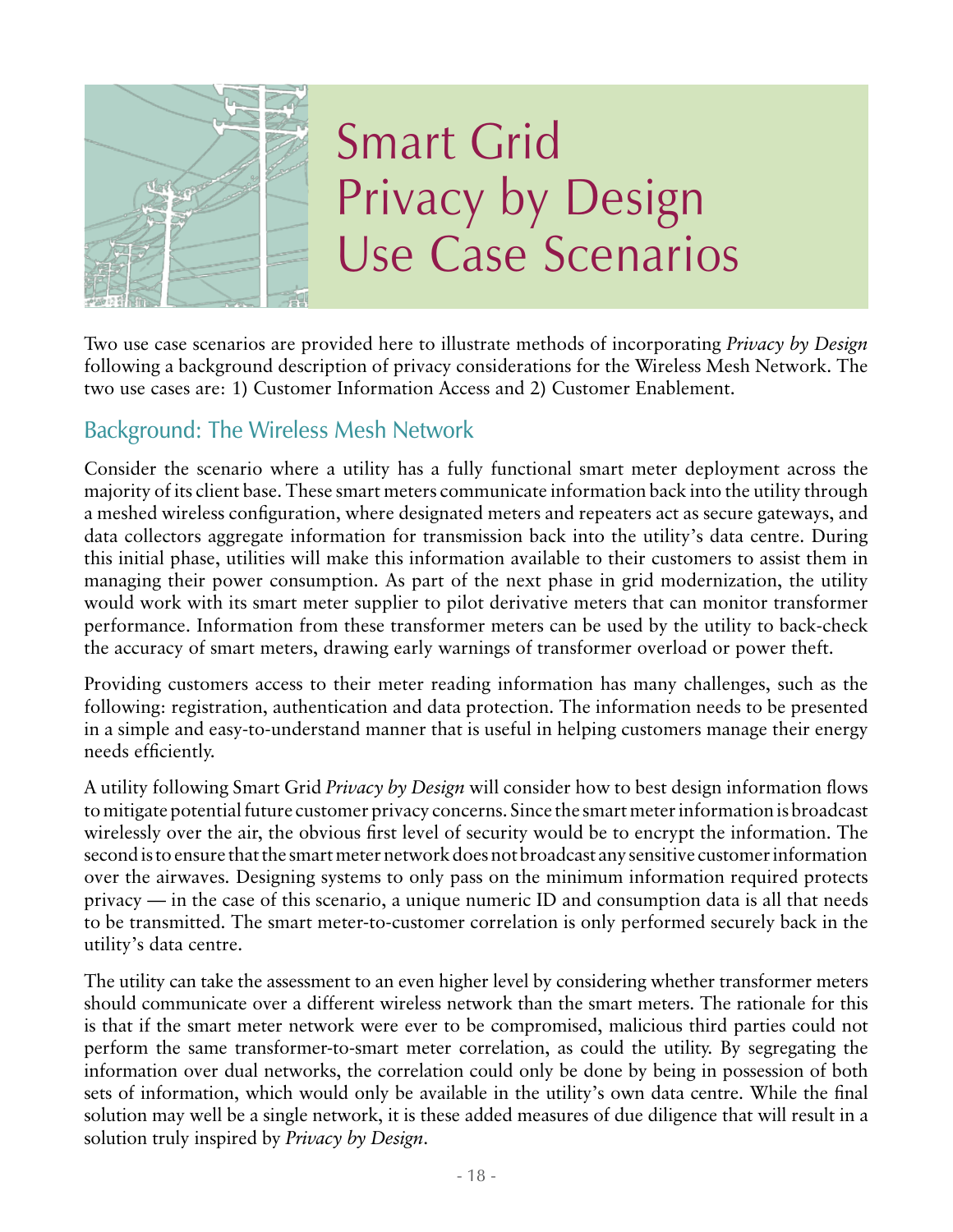# Smart Grid Privacy by Design Use Case Scenarios

Two use case scenarios are provided here to illustrate methods of incorporating *Privacy by Design* following a background description of privacy considerations for the Wireless Mesh Network. The two use cases are: 1) Customer Information Access and 2) Customer Enablement.

## Background: The Wireless Mesh Network

Consider the scenario where a utility has a fully functional smart meter deployment across the majority of its client base. These smart meters communicate information back into the utility through a meshed wireless configuration, where designated meters and repeaters act as secure gateways, and data collectors aggregate information for transmission back into the utility's data centre. During this initial phase, utilities will make this information available to their customers to assist them in managing their power consumption. As part of the next phase in grid modernization, the utility would work with its smart meter supplier to pilot derivative meters that can monitor transformer performance. Information from these transformer meters can be used by the utility to back-check the accuracy of smart meters, drawing early warnings of transformer overload or power theft.

Providing customers access to their meter reading information has many challenges, such as the following: registration, authentication and data protection. The information needs to be presented in a simple and easy-to-understand manner that is useful in helping customers manage their energy needs efficiently.

A utility following Smart Grid *Privacy by Design* will consider how to best design information flows to mitigate potential future customer privacy concerns. Since the smart meter information is broadcast wirelessly over the air, the obvious first level of security would be to encrypt the information. The second is to ensure that the smart meter network does not broadcast any sensitive customer information over the airwaves. Designing systems to only pass on the minimum information required protects privacy — in the case of this scenario, a unique numeric ID and consumption data is all that needs to be transmitted. The smart meter-to-customer correlation is only performed securely back in the utility's data centre.

The utility can take the assessment to an even higher level by considering whether transformer meters should communicate over a different wireless network than the smart meters. The rationale for this is that if the smart meter network were ever to be compromised, malicious third parties could not perform the same transformer-to-smart meter correlation, as could the utility. By segregating the information over dual networks, the correlation could only be done by being in possession of both sets of information, which would only be available in the utility's own data centre. While the final solution may well be a single network, it is these added measures of due diligence that will result in a solution truly inspired by *Privacy by Design*.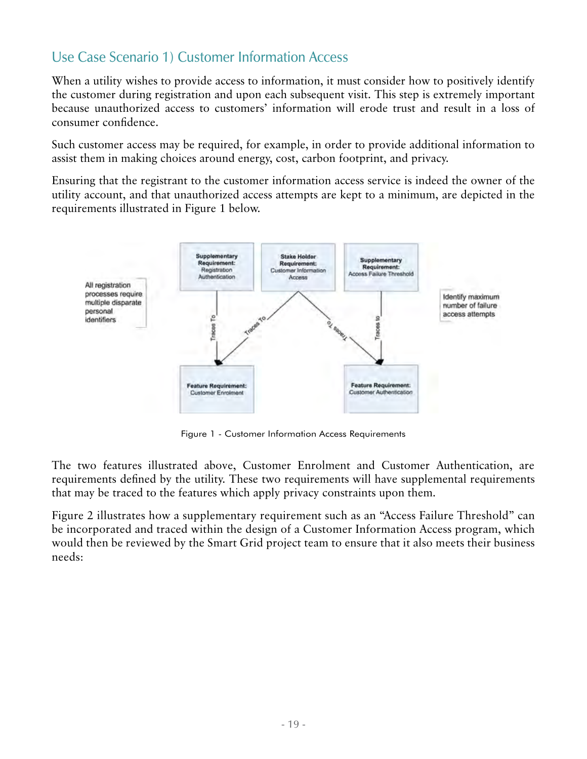## Use Case Scenario 1) Customer Information Access

When a utility wishes to provide access to information, it must consider how to positively identify the customer during registration and upon each subsequent visit. This step is extremely important because unauthorized access to customers' information will erode trust and result in a loss of consumer confidence.

Such customer access may be required, for example, in order to provide additional information to assist them in making choices around energy, cost, carbon footprint, and privacy.

Ensuring that the registrant to the customer information access service is indeed the owner of the utility account, and that unauthorized access attempts are kept to a minimum, are depicted in the requirements illustrated in Figure 1 below.

Figure 1 - Customer Information Access Requirements

The two features illustrated above, Customer Enrolment and Customer Authentication, are requirements defined by the utility. These two requirements will have supplemental requirements that may be traced to the features which apply privacy constraints upon them.

Figure 2 illustrates how a supplementary requirement such as an "Access Failure Threshold" can be incorporated and traced within the design of a Customer Information Access program, which would then be reviewed by the Smart Grid project team to ensure that it also meets their business needs: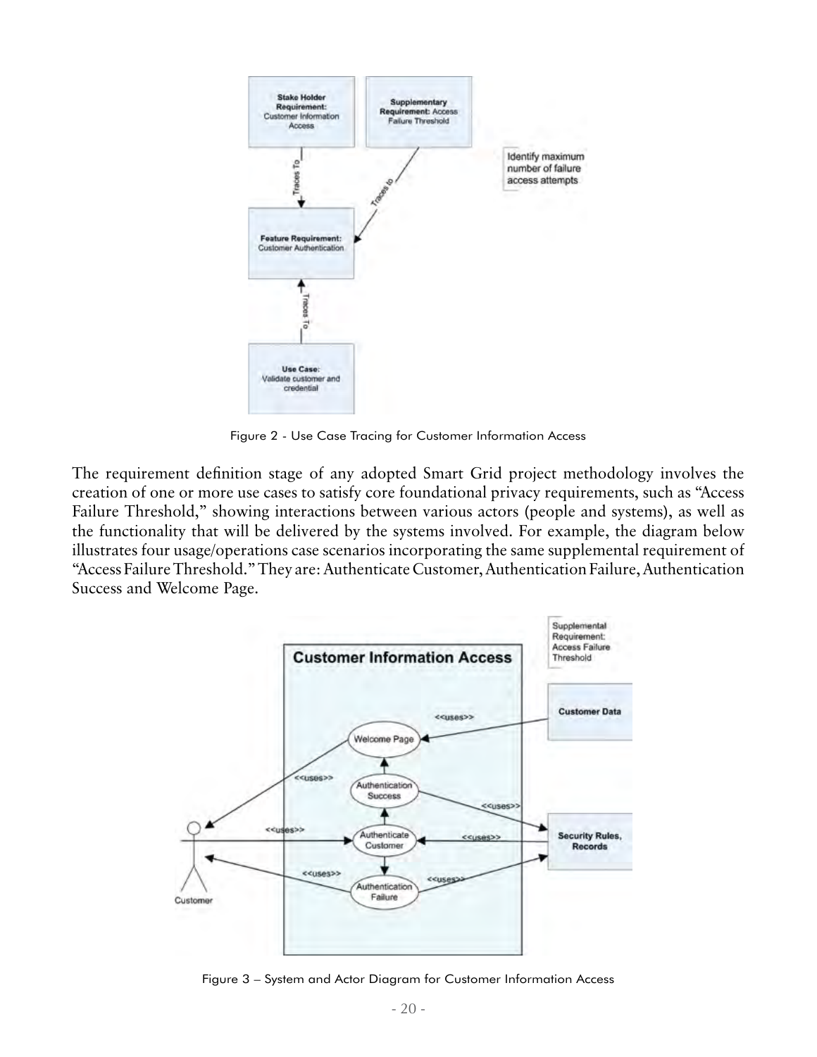Figure 2 - Use Case Tracing for Customer Information Access

The requirement definition stage of any adopted Smart Grid project methodology involves the creation of one or more use cases to satisfy core foundational privacy requirements, such as "Access Failure Threshold," showing interactions between various actors (people and systems), as well as the functionality that will be delivered by the systems involved. For example, the diagram below illustrates four usage/operations case scenarios incorporating the same supplemental requirement of "Access Failure Threshold." They are: Authenticate Customer, Authentication Failure, Authentication Success and Welcome Page.

Figure 3 – System and Actor Diagram for Customer Information Access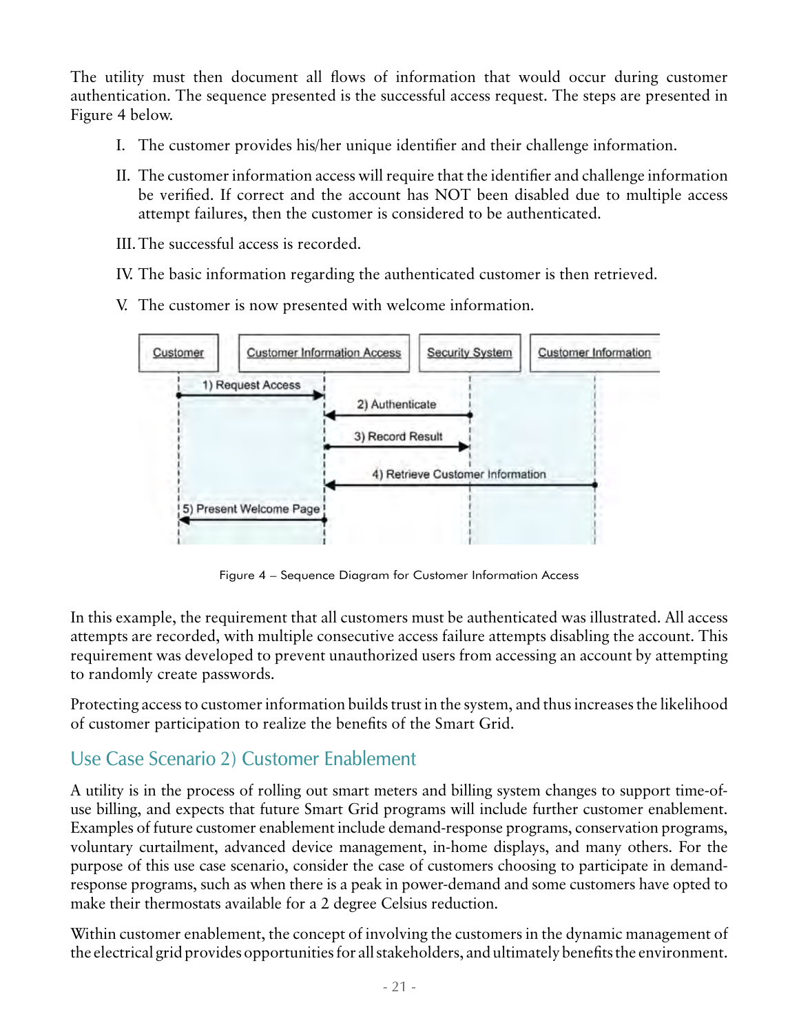The utility must then document all flows of information that would occur during customer authentication. The sequence presented is the successful access request. The steps are presented in Figure 4 below.

I. The customer provides his/her unique identifier and their challenge information.

II. The customer information access will require that the identifier and challenge information be verified. If correct and the account has NOT been disabled due to multiple access attempt failures, then the customer is considered to be authenticated.

III. The successful access is recorded.

IV. The basic information regarding the authenticated customer is then retrieved.

V. The customer is now presented with welcome information.

Figure 4 – Sequence Diagram for Customer Information Access

In this example, the requirement that all customers must be authenticated was illustrated. All access attempts are recorded, with multiple consecutive access failure attempts disabling the account. This requirement was developed to prevent unauthorized users from accessing an account by attempting to randomly create passwords.

Protecting access to customer information builds trust in the system, and thus increases the likelihood of customer participation to realize the benefits of the Smart Grid.

## Use Case Scenario 2) Customer Enablement

A utility is in the process of rolling out smart meters and billing system changes to support time-of-use billing, and expects that future Smart Grid programs will include further customer enablement. Examples of future customer enablement include demand-response programs, conservation programs, voluntary curtailment, advanced device management, in-home displays, and many others. For the purpose of this use case scenario, consider the case of customers choosing to participate in demand-response programs, such as when there is a peak in power-demand and some customers have opted to make their thermostats available for a 2 degree Celsius reduction.

Within customer enablement, the concept of involving the customers in the dynamic management of the electrical grid provides opportunities for all stakeholders, and ultimately benefits the environment.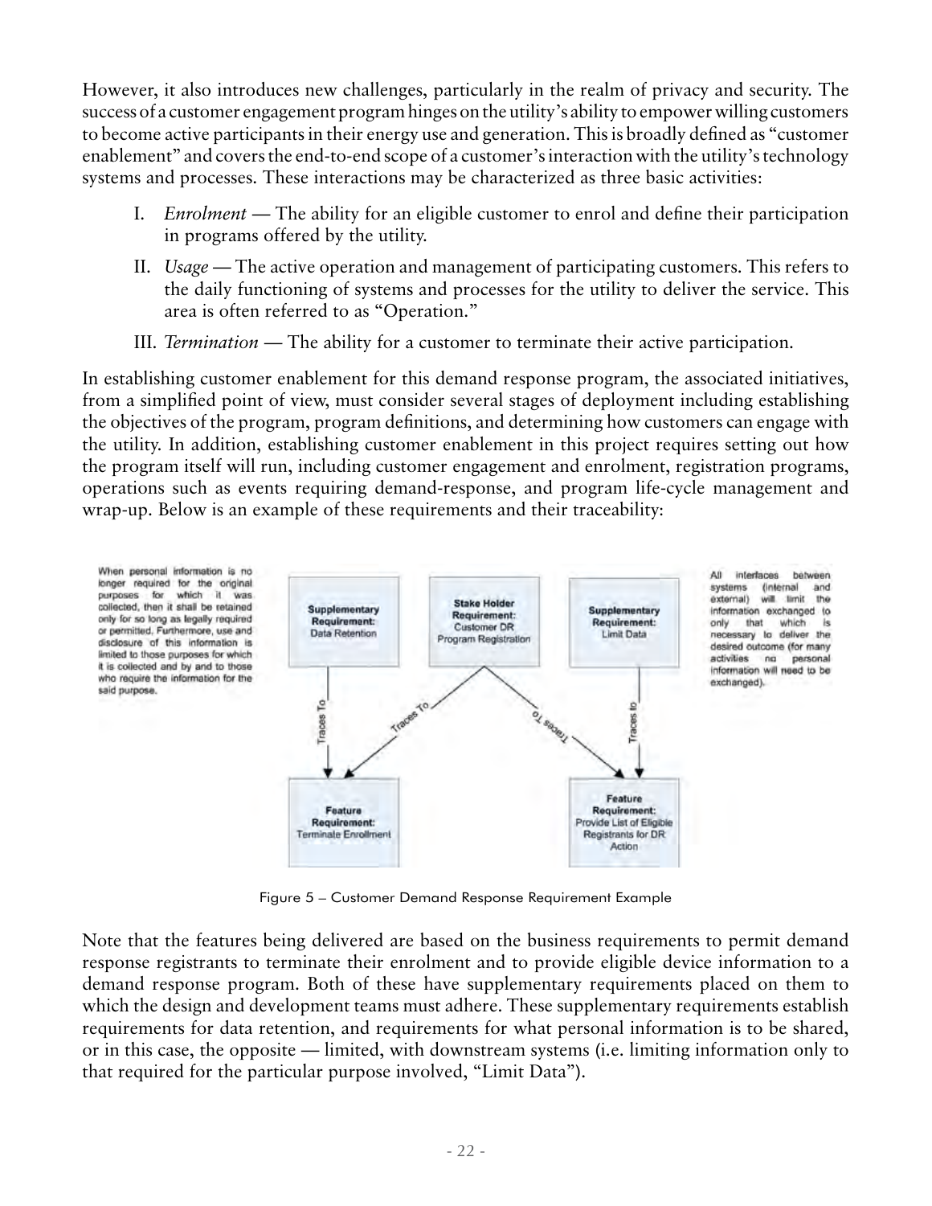However, it also introduces new challenges, particularly in the realm of privacy and security. The success of a customer engagement program hinges on the utility's ability to empower willing customers to become active participants in their energy use and generation. This is broadly defined as "customer enablement" and covers the end-to-end scope of a customer's interaction with the utility's technology systems and processes. These interactions may be characterized as three basic activities:

I. *Enrolment* — The ability for an eligible customer to enrol and define their participation in programs offered by the utility.

II. *Usage* — The active operation and management of participating customers. This refers to the daily functioning of systems and processes for the utility to deliver the service. This area is often referred to as "Operation."

III. *Termination* — The ability for a customer to terminate their active participation.

In establishing customer enablement for this demand response program, the associated initiatives, from a simplified point of view, must consider several stages of deployment including establishing the objectives of the program, program definitions, and determining how customers can engage with the utility. In addition, establishing customer enablement in this project requires setting out how the program itself will run, including customer engagement and enrolment, registration programs, operations such as events requiring demand-response, and program life-cycle management and wrap-up. Below is an example of these requirements and their traceability:

When personal information is no longer required for the original purposes for which it was collected, then it shall be retained only for so long as legally required or permitted. Furthermore, use and disclosure of this information is limited to those purposes for which it is collected and by and to those who require the information for the said purpose.

**Supplementary Requirement:** Data Retention

**Stake Holder Requirement:** Customer DR Program Registration

**Supplementary Requirement:** Limit Data

All interfaces between systems (internal and external) will limit the information exchanged to only that which is necessary to deliver the desired outcome (for many activities no personal information will need to be exchanged).

Traces To

Traces To

Traces To

Traces to

**Feature Requirement:** Terminate Enrollment

**Feature Requirement:** Provide List of Eligible Registrants for DR Action

Figure 5 – Customer Demand Response Requirement Example

Note that the features being delivered are based on the business requirements to permit demand response registrants to terminate their enrolment and to provide eligible device information to a demand response program. Both of these have supplementary requirements placed on them to which the design and development teams must adhere. These supplementary requirements establish requirements for data retention, and requirements for what personal information is to be shared, or in this case, the opposite — limited, with downstream systems (i.e. limiting information only to that required for the particular purpose involved, "Limit Data").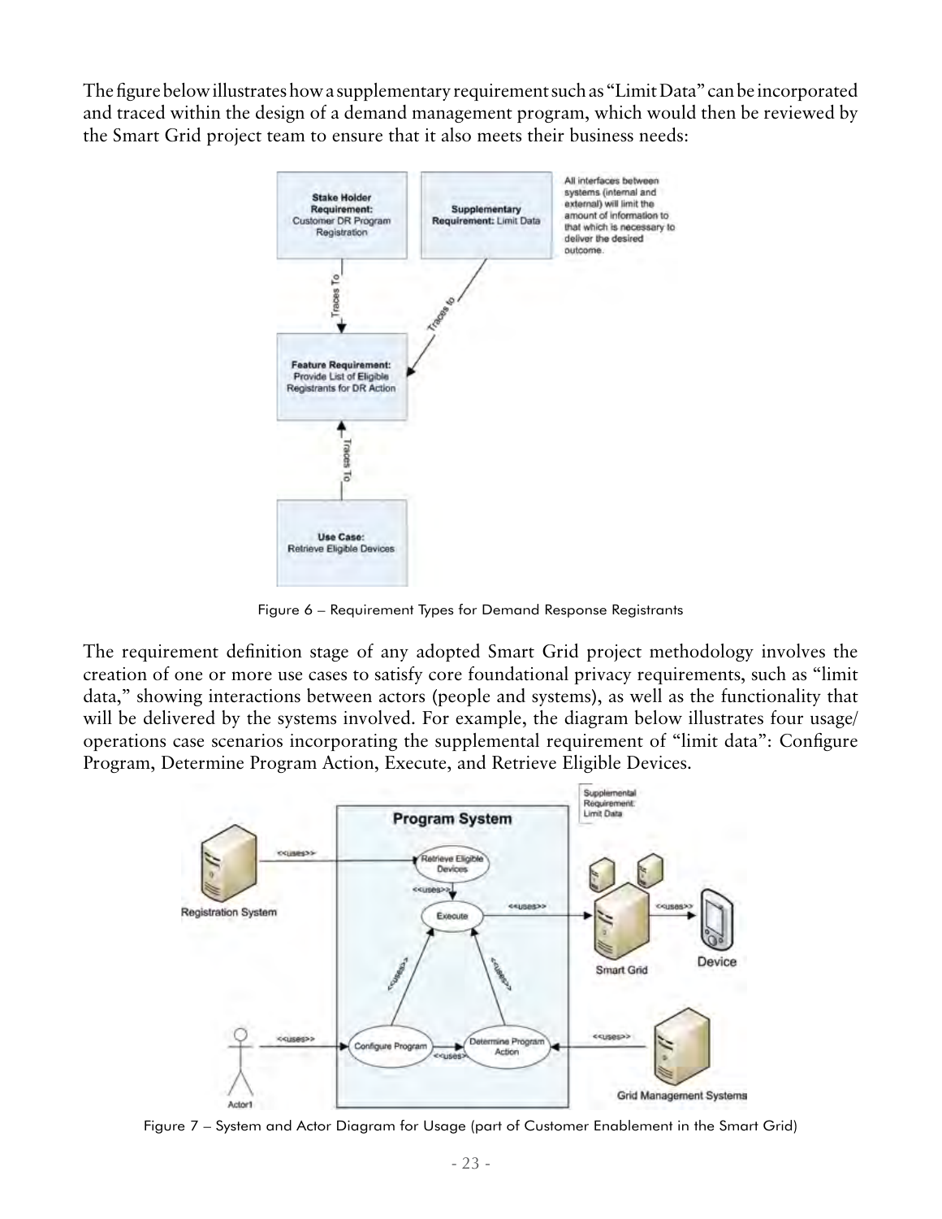The figure below illustrates how a supplementary requirement such as "Limit Data" can be incorporated and traced within the design of a demand management program, which would then be reviewed by the Smart Grid project team to ensure that it also meets their business needs:

Figure 6 – Requirement Types for Demand Response Registrants

The requirement definition stage of any adopted Smart Grid project methodology involves the creation of one or more use cases to satisfy core foundational privacy requirements, such as "limit data," showing interactions between actors (people and systems), as well as the functionality that will be delivered by the systems involved. For example, the diagram below illustrates four usage/operations case scenarios incorporating the supplemental requirement of "limit data": Configure Program, Determine Program Action, Execute, and Retrieve Eligible Devices.

Figure 7 – System and Actor Diagram for Usage (part of Customer Enablement in the Smart Grid)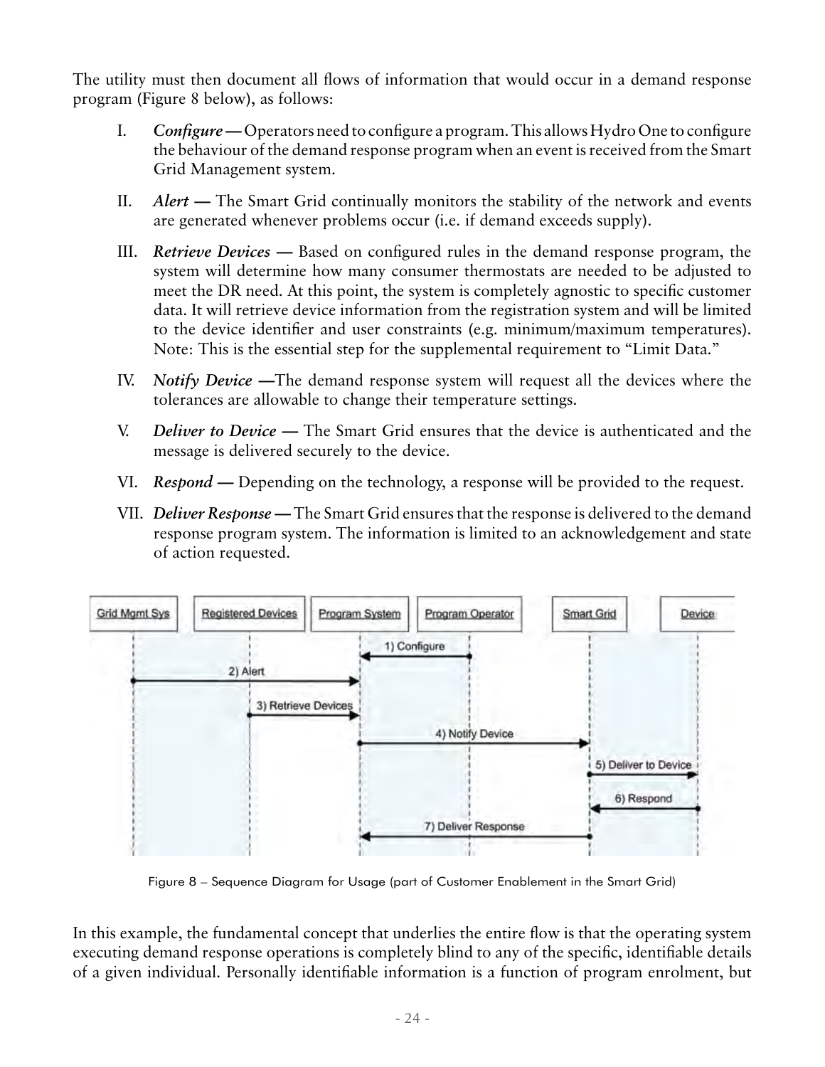The utility must then document all flows of information that would occur in a demand response program (Figure 8 below), as follows:

I. *Configure* **—** Operators need to configure a program. This allows Hydro One to configure the behaviour of the demand response program when an event is received from the Smart Grid Management system.

II. *Alert* **—** The Smart Grid continually monitors the stability of the network and events are generated whenever problems occur (i.e. if demand exceeds supply).

III. *Retrieve Devices* **—** Based on configured rules in the demand response program, the system will determine how many consumer thermostats are needed to be adjusted to meet the DR need. At this point, the system is completely agnostic to specific customer data. It will retrieve device information from the registration system and will be limited to the device identifier and user constraints (e.g. minimum/maximum temperatures). Note: This is the essential step for the supplemental requirement to "Limit Data."

IV. *Notify Device* **—**The demand response system will request all the devices where the tolerances are allowable to change their temperature settings.

V. *Deliver to Device* **—** The Smart Grid ensures that the device is authenticated and the message is delivered securely to the device.

VI. *Respond* **—** Depending on the technology, a response will be provided to the request.

VII. *Deliver Response* **—** The Smart Grid ensures that the response is delivered to the demand response program system. The information is limited to an acknowledgement and state of action requested.

Figure 8 – Sequence Diagram for Usage (part of Customer Enablement in the Smart Grid)

In this example, the fundamental concept that underlies the entire flow is that the operating system executing demand response operations is completely blind to any of the specific, identifiable details of a given individual. Personally identifiable information is a function of program enrolment, but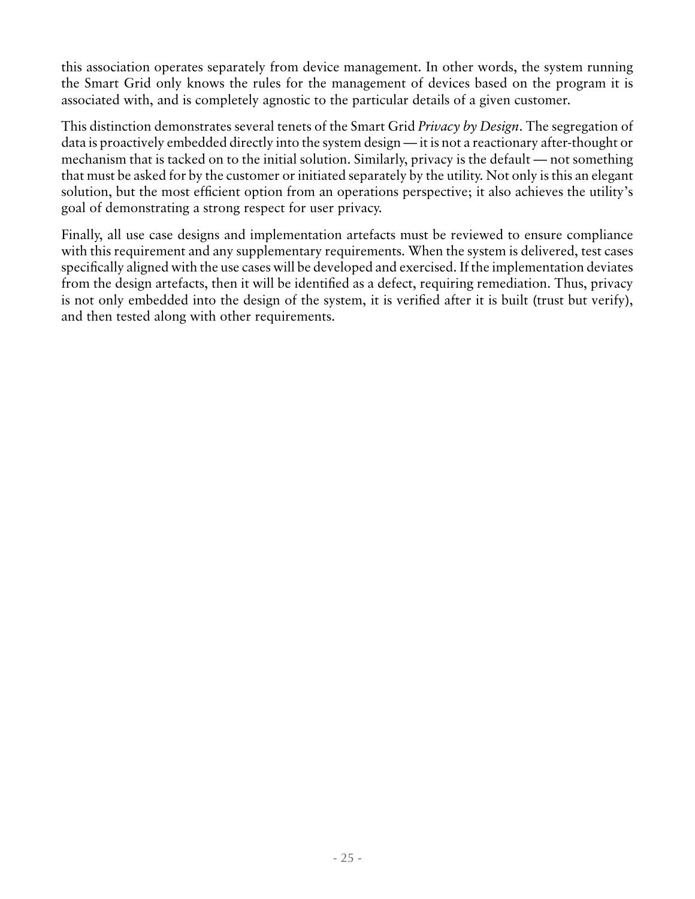this association operates separately from device management. In other words, the system running the Smart Grid only knows the rules for the management of devices based on the program it is associated with, and is completely agnostic to the particular details of a given customer.

This distinction demonstrates several tenets of the Smart Grid *Privacy by Design*. The segregation of data is proactively embedded directly into the system design — it is not a reactionary after-thought or mechanism that is tacked on to the initial solution. Similarly, privacy is the default — not something that must be asked for by the customer or initiated separately by the utility. Not only is this an elegant solution, but the most efficient option from an operations perspective; it also achieves the utility's goal of demonstrating a strong respect for user privacy.

Finally, all use case designs and implementation artefacts must be reviewed to ensure compliance with this requirement and any supplementary requirements. When the system is delivered, test cases specifically aligned with the use cases will be developed and exercised. If the implementation deviates from the design artefacts, then it will be identified as a defect, requiring remediation. Thus, privacy is not only embedded into the design of the system, it is verified after it is built (trust but verify), and then tested along with other requirements.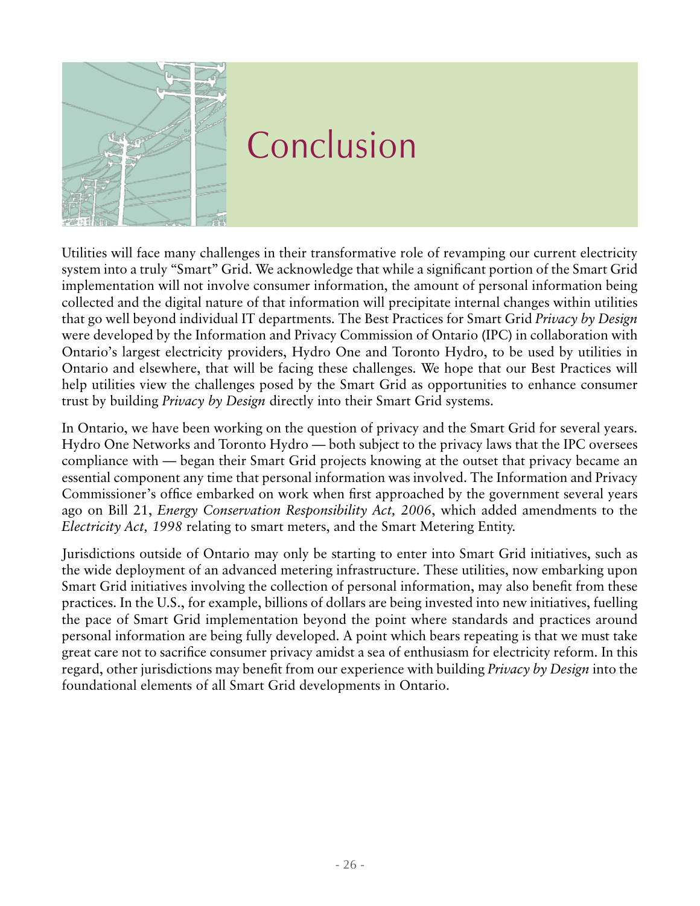# Conclusion

Utilities will face many challenges in their transformative role of revamping our current electricity system into a truly "Smart" Grid. We acknowledge that while a significant portion of the Smart Grid implementation will not involve consumer information, the amount of personal information being collected and the digital nature of that information will precipitate internal changes within utilities that go well beyond individual IT departments. The Best Practices for Smart Grid *Privacy by Design* were developed by the Information and Privacy Commission of Ontario (IPC) in collaboration with Ontario's largest electricity providers, Hydro One and Toronto Hydro, to be used by utilities in Ontario and elsewhere, that will be facing these challenges. We hope that our Best Practices will help utilities view the challenges posed by the Smart Grid as opportunities to enhance consumer trust by building *Privacy by Design* directly into their Smart Grid systems.

In Ontario, we have been working on the question of privacy and the Smart Grid for several years. Hydro One Networks and Toronto Hydro — both subject to the privacy laws that the IPC oversees compliance with — began their Smart Grid projects knowing at the outset that privacy became an essential component any time that personal information was involved. The Information and Privacy Commissioner's office embarked on work when first approached by the government several years ago on Bill 21, *Energy Conservation Responsibility Act, 2006*, which added amendments to the *Electricity Act, 1998* relating to smart meters, and the Smart Metering Entity.

Jurisdictions outside of Ontario may only be starting to enter into Smart Grid initiatives, such as the wide deployment of an advanced metering infrastructure. These utilities, now embarking upon Smart Grid initiatives involving the collection of personal information, may also benefit from these practices. In the U.S., for example, billions of dollars are being invested into new initiatives, fuelling the pace of Smart Grid implementation beyond the point where standards and practices around personal information are being fully developed. A point which bears repeating is that we must take great care not to sacrifice consumer privacy amidst a sea of enthusiasm for electricity reform. In this regard, other jurisdictions may benefit from our experience with building *Privacy by Design* into the foundational elements of all Smart Grid developments in Ontario.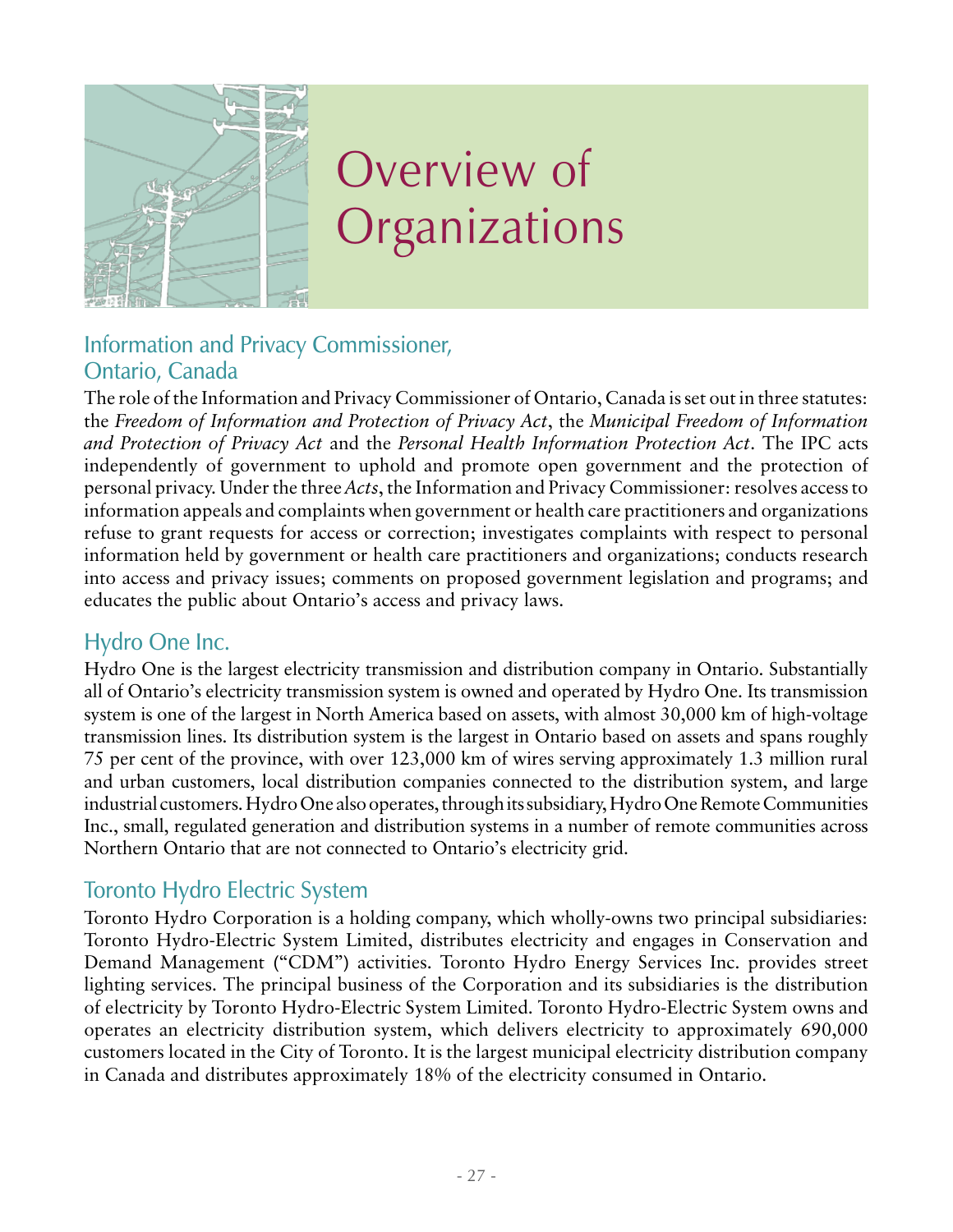# Overview of Organizations

## Information and Privacy Commissioner, Ontario, Canada

The role of the Information and Privacy Commissioner of Ontario, Canada is set out in three statutes: the *Freedom of Information and Protection of Privacy Act*, the *Municipal Freedom of Information and Protection of Privacy Act* and the *Personal Health Information Protection Act*. The IPC acts independently of government to uphold and promote open government and the protection of personal privacy. Under the three *Acts*, the Information and Privacy Commissioner: resolves access to information appeals and complaints when government or health care practitioners and organizations refuse to grant requests for access or correction; investigates complaints with respect to personal information held by government or health care practitioners and organizations; conducts research into access and privacy issues; comments on proposed government legislation and programs; and educates the public about Ontario's access and privacy laws.

## Hydro One Inc.

Hydro One is the largest electricity transmission and distribution company in Ontario. Substantially all of Ontario's electricity transmission system is owned and operated by Hydro One. Its transmission system is one of the largest in North America based on assets, with almost 30,000 km of high-voltage transmission lines. Its distribution system is the largest in Ontario based on assets and spans roughly 75 per cent of the province, with over 123,000 km of wires serving approximately 1.3 million rural and urban customers, local distribution companies connected to the distribution system, and large industrial customers. Hydro One also operates, through its subsidiary, Hydro One Remote Communities Inc., small, regulated generation and distribution systems in a number of remote communities across Northern Ontario that are not connected to Ontario's electricity grid.

## Toronto Hydro Electric System

Toronto Hydro Corporation is a holding company, which wholly-owns two principal subsidiaries: Toronto Hydro-Electric System Limited, distributes electricity and engages in Conservation and Demand Management ("CDM") activities. Toronto Hydro Energy Services Inc. provides street lighting services. The principal business of the Corporation and its subsidiaries is the distribution of electricity by Toronto Hydro-Electric System Limited. Toronto Hydro-Electric System owns and operates an electricity distribution system, which delivers electricity to approximately 690,000 customers located in the City of Toronto. It is the largest municipal electricity distribution company in Canada and distributes approximately 18% of the electricity consumed in Ontario.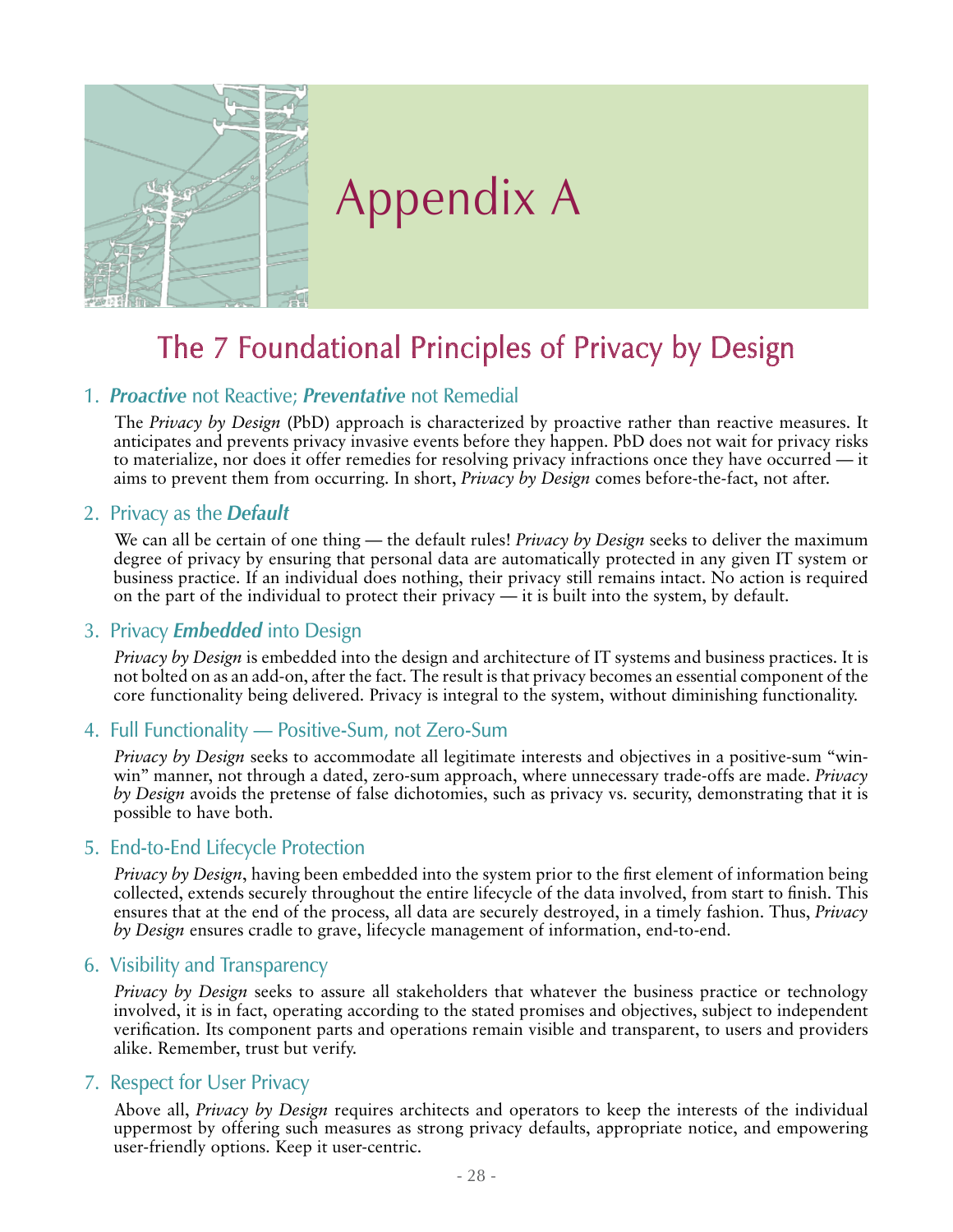# Appendix A

## The 7 Foundational Principles of Privacy by Design

### 1. ***Proactive*** not Reactive; ***Preventative*** not Remedial

The *Privacy by Design* (PbD) approach is characterized by proactive rather than reactive measures. It anticipates and prevents privacy invasive events before they happen. PbD does not wait for privacy risks to materialize, nor does it offer remedies for resolving privacy infractions once they have occurred — it aims to prevent them from occurring. In short, *Privacy by Design* comes before-the-fact, not after.

### 2. Privacy as the ***Default***

We can all be certain of one thing — the default rules! *Privacy by Design* seeks to deliver the maximum degree of privacy by ensuring that personal data are automatically protected in any given IT system or business practice. If an individual does nothing, their privacy still remains intact. No action is required on the part of the individual to protect their privacy — it is built into the system, by default.

### 3. Privacy ***Embedded*** into Design

*Privacy by Design* is embedded into the design and architecture of IT systems and business practices. It is not bolted on as an add-on, after the fact. The result is that privacy becomes an essential component of the core functionality being delivered. Privacy is integral to the system, without diminishing functionality.

### 4. Full Functionality — Positive-Sum, not Zero-Sum

*Privacy by Design* seeks to accommodate all legitimate interests and objectives in a positive-sum "win-win" manner, not through a dated, zero-sum approach, where unnecessary trade-offs are made. *Privacy by Design* avoids the pretense of false dichotomies, such as privacy vs. security, demonstrating that it is possible to have both.

### 5. End-to-End Lifecycle Protection

*Privacy by Design*, having been embedded into the system prior to the first element of information being collected, extends securely throughout the entire lifecycle of the data involved, from start to finish. This ensures that at the end of the process, all data are securely destroyed, in a timely fashion. Thus, *Privacy by Design* ensures cradle to grave, lifecycle management of information, end-to-end.

### 6. Visibility and Transparency

*Privacy by Design* seeks to assure all stakeholders that whatever the business practice or technology involved, it is in fact, operating according to the stated promises and objectives, subject to independent verification. Its component parts and operations remain visible and transparent, to users and providers alike. Remember, trust but verify.

### 7. Respect for User Privacy

Above all, *Privacy by Design* requires architects and operators to keep the interests of the individual uppermost by offering such measures as strong privacy defaults, appropriate notice, and empowering user-friendly options. Keep it user-centric.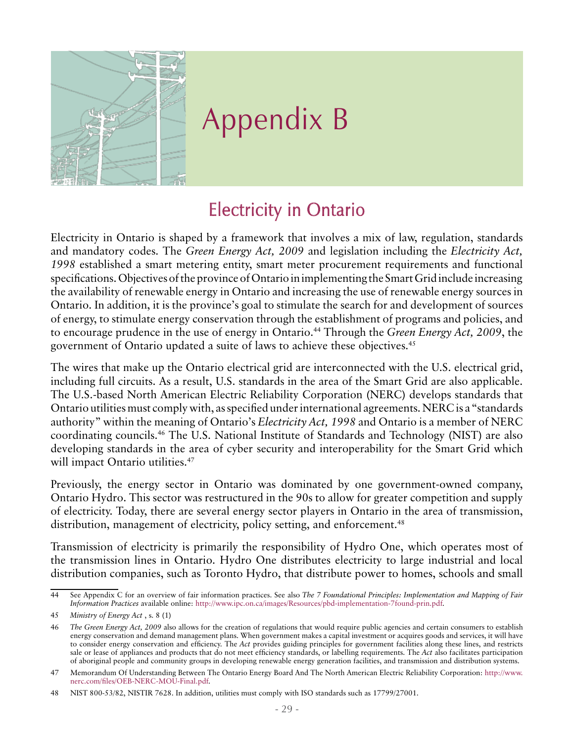# Appendix B

## Electricity in Ontario

Electricity in Ontario is shaped by a framework that involves a mix of law, regulation, standards and mandatory codes. The *Green Energy Act, 2009* and legislation including the *Electricity Act, 1998* established a smart metering entity, smart meter procurement requirements and functional specifications. Objectives of the province of Ontario in implementing the Smart Grid include increasing the availability of renewable energy in Ontario and increasing the use of renewable energy sources in Ontario. In addition, it is the province's goal to stimulate the search for and development of sources of energy, to stimulate energy conservation through the establishment of programs and policies, and to encourage prudence in the use of energy in Ontario.[44] Through the *Green Energy Act, 2009*, the government of Ontario updated a suite of laws to achieve these objectives.[45]

The wires that make up the Ontario electrical grid are interconnected with the U.S. electrical grid, including full circuits. As a result, U.S. standards in the area of the Smart Grid are also applicable. The U.S.-based North American Electric Reliability Corporation (NERC) develops standards that Ontario utilities must comply with, as specified under international agreements. NERC is a "standards authority" within the meaning of Ontario's *Electricity Act, 1998* and Ontario is a member of NERC coordinating councils.[46] The U.S. National Institute of Standards and Technology (NIST) are also developing standards in the area of cyber security and interoperability for the Smart Grid which will impact Ontario utilities.[47]

Previously, the energy sector in Ontario was dominated by one government-owned company, Ontario Hydro. This sector was restructured in the 90s to allow for greater competition and supply of electricity. Today, there are several energy sector players in Ontario in the area of transmission, distribution, management of electricity, policy setting, and enforcement.[48]

Transmission of electricity is primarily the responsibility of Hydro One, which operates most of the transmission lines in Ontario. Hydro One distributes electricity to large industrial and local distribution companies, such as Toronto Hydro, that distribute power to homes, schools and small

---

44 See Appendix C for an overview of fair information practices. See also *The 7 Foundational Principles: Implementation and Mapping of Fair Information Practices* available online: http://www.ipc.on.ca/images/Resources/pbd-implementation-7found-prin.pdf.

45 *Ministry of Energy Act* , s. 8 (1)

46 *The Green Energy Act, 2009* also allows for the creation of regulations that would require public agencies and certain consumers to establish energy conservation and demand management plans. When government makes a capital investment or acquires goods and services, it will have to consider energy conservation and efficiency. The *Act* provides guiding principles for government facilities along these lines, and restricts sale or lease of appliances and products that do not meet efficiency standards, or labelling requirements. The *Act* also facilitates participation of aboriginal people and community groups in developing renewable energy generation facilities, and transmission and distribution systems.

47 Memorandum Of Understanding Between The Ontario Energy Board And The North American Electric Reliability Corporation: http://www.nerc.com/files/OEB-NERC-MOU-Final.pdf.

48 NIST 800-53/82, NISTIR 7628. In addition, utilities must comply with ISO standards such as 17799/27001.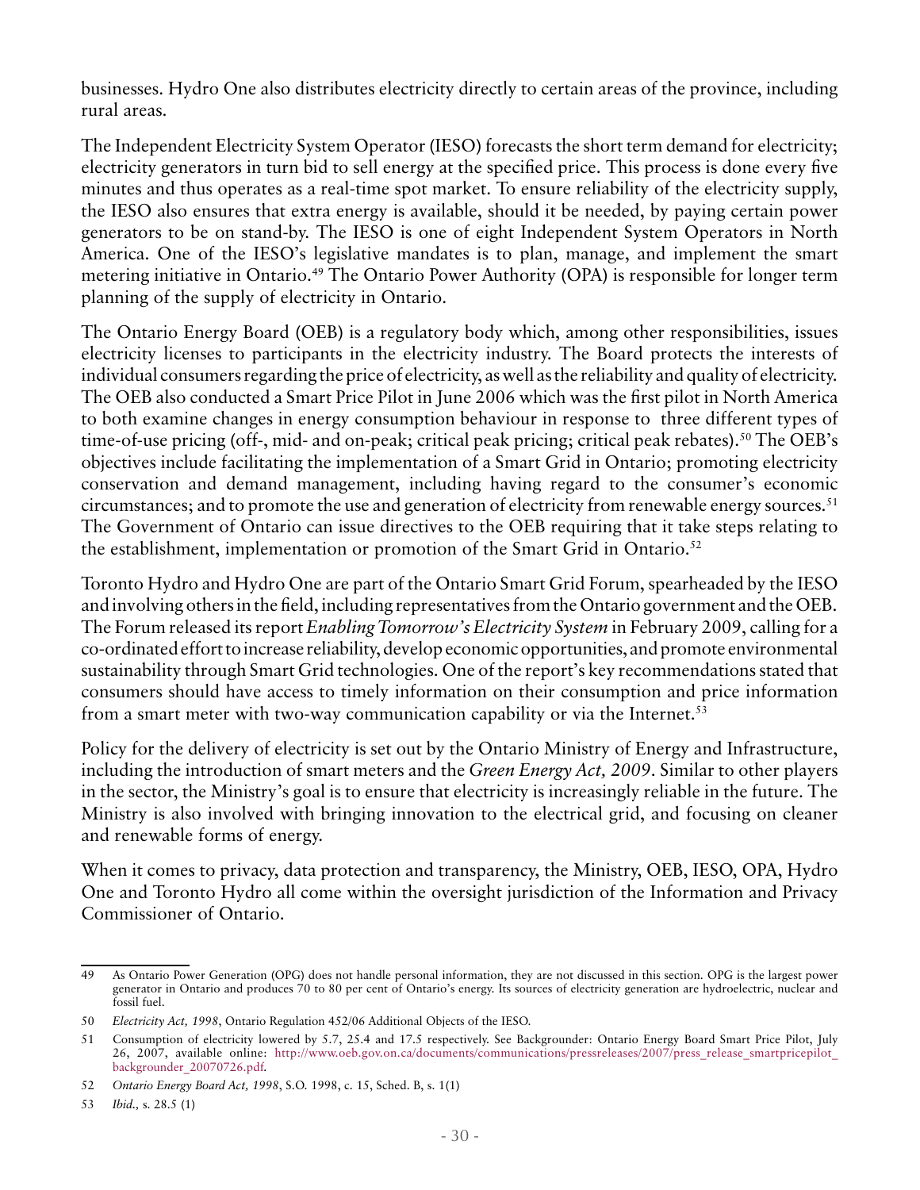businesses. Hydro One also distributes electricity directly to certain areas of the province, including rural areas.

The Independent Electricity System Operator (IESO) forecasts the short term demand for electricity; electricity generators in turn bid to sell energy at the specified price. This process is done every five minutes and thus operates as a real-time spot market. To ensure reliability of the electricity supply, the IESO also ensures that extra energy is available, should it be needed, by paying certain power generators to be on stand-by. The IESO is one of eight Independent System Operators in North America. One of the IESO's legislative mandates is to plan, manage, and implement the smart metering initiative in Ontario.[49] The Ontario Power Authority (OPA) is responsible for longer term planning of the supply of electricity in Ontario.

The Ontario Energy Board (OEB) is a regulatory body which, among other responsibilities, issues electricity licenses to participants in the electricity industry. The Board protects the interests of individual consumers regarding the price of electricity, as well as the reliability and quality of electricity. The OEB also conducted a Smart Price Pilot in June 2006 which was the first pilot in North America to both examine changes in energy consumption behaviour in response to three different types of time-of-use pricing (off-, mid- and on-peak; critical peak pricing; critical peak rebates).[50] The OEB's objectives include facilitating the implementation of a Smart Grid in Ontario; promoting electricity conservation and demand management, including having regard to the consumer's economic circumstances; and to promote the use and generation of electricity from renewable energy sources.[51] The Government of Ontario can issue directives to the OEB requiring that it take steps relating to the establishment, implementation or promotion of the Smart Grid in Ontario.[52]

Toronto Hydro and Hydro One are part of the Ontario Smart Grid Forum, spearheaded by the IESO and involving others in the field, including representatives from the Ontario government and the OEB. The Forum released its report *Enabling Tomorrow's Electricity System* in February 2009, calling for a co-ordinated effort to increase reliability, develop economic opportunities, and promote environmental sustainability through Smart Grid technologies. One of the report's key recommendations stated that consumers should have access to timely information on their consumption and price information from a smart meter with two-way communication capability or via the Internet.[53]

Policy for the delivery of electricity is set out by the Ontario Ministry of Energy and Infrastructure, including the introduction of smart meters and the *Green Energy Act, 2009*. Similar to other players in the sector, the Ministry's goal is to ensure that electricity is increasingly reliable in the future. The Ministry is also involved with bringing innovation to the electrical grid, and focusing on cleaner and renewable forms of energy.

When it comes to privacy, data protection and transparency, the Ministry, OEB, IESO, OPA, Hydro One and Toronto Hydro all come within the oversight jurisdiction of the Information and Privacy Commissioner of Ontario.

---

49 As Ontario Power Generation (OPG) does not handle personal information, they are not discussed in this section. OPG is the largest power generator in Ontario and produces 70 to 80 per cent of Ontario's energy. Its sources of electricity generation are hydroelectric, nuclear and fossil fuel.

50 *Electricity Act, 1998*, Ontario Regulation 452/06 Additional Objects of the IESO.

51 Consumption of electricity lowered by 5.7, 25.4 and 17.5 respectively. See Backgrounder: Ontario Energy Board Smart Price Pilot, July 26, 2007, available online: http://www.oeb.gov.on.ca/documents/communications/pressreleases/2007/press_release_smartpricepilot_backgrounder_20070726.pdf.

52 *Ontario Energy Board Act, 1998*, S.O. 1998, c. 15, Sched. B, s. 1(1)

53 *Ibid.,* s. 28.5 (1)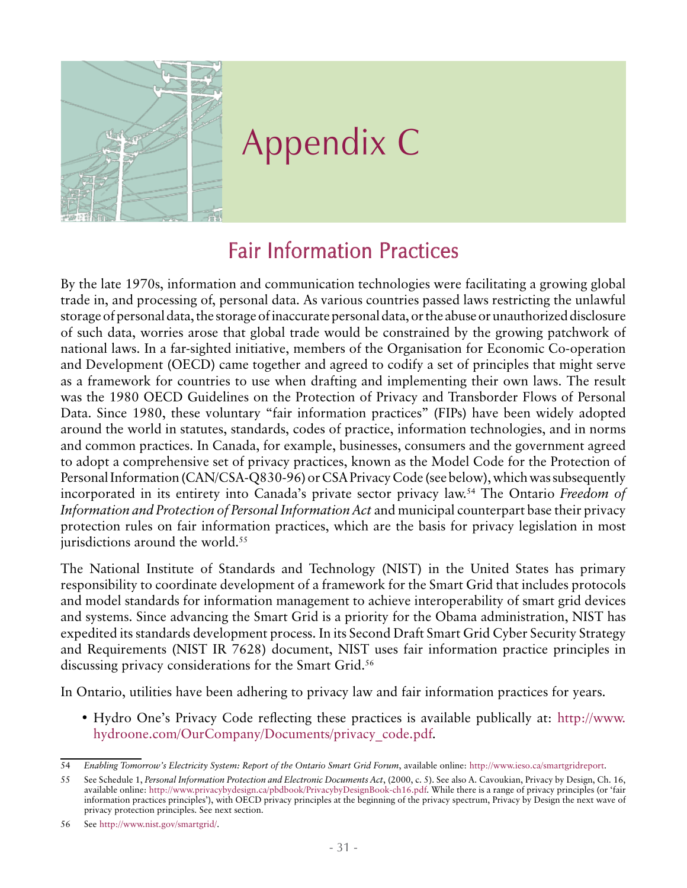# Appendix C

## Fair Information Practices

By the late 1970s, information and communication technologies were facilitating a growing global trade in, and processing of, personal data. As various countries passed laws restricting the unlawful storage of personal data, the storage of inaccurate personal data, or the abuse or unauthorized disclosure of such data, worries arose that global trade would be constrained by the growing patchwork of national laws. In a far-sighted initiative, members of the Organisation for Economic Co-operation and Development (OECD) came together and agreed to codify a set of principles that might serve as a framework for countries to use when drafting and implementing their own laws. The result was the 1980 OECD Guidelines on the Protection of Privacy and Transborder Flows of Personal Data. Since 1980, these voluntary "fair information practices" (FIPs) have been widely adopted around the world in statutes, standards, codes of practice, information technologies, and in norms and common practices. In Canada, for example, businesses, consumers and the government agreed to adopt a comprehensive set of privacy practices, known as the Model Code for the Protection of Personal Information (CAN/CSA-Q830-96) or CSA Privacy Code (see below), which was subsequently incorporated in its entirety into Canada's private sector privacy law.[54] The Ontario *Freedom of Information and Protection of Personal Information Act* and municipal counterpart base their privacy protection rules on fair information practices, which are the basis for privacy legislation in most jurisdictions around the world.[55]

The National Institute of Standards and Technology (NIST) in the United States has primary responsibility to coordinate development of a framework for the Smart Grid that includes protocols and model standards for information management to achieve interoperability of smart grid devices and systems. Since advancing the Smart Grid is a priority for the Obama administration, NIST has expedited its standards development process. In its Second Draft Smart Grid Cyber Security Strategy and Requirements (NIST IR 7628) document, NIST uses fair information practice principles in discussing privacy considerations for the Smart Grid.[56]

In Ontario, utilities have been adhering to privacy law and fair information practices for years.

- Hydro One's Privacy Code reflecting these practices is available publically at: http://www.hydroone.com/OurCompany/Documents/privacy_code.pdf.

---

54 *Enabling Tomorrow's Electricity System: Report of the Ontario Smart Grid Forum*, available online: http://www.ieso.ca/smartgridreport.

55 See Schedule 1, *Personal Information Protection and Electronic Documents Act*, (2000, c. 5). See also A. Cavoukian, Privacy by Design, Ch. 16, available online: http://www.privacybydesign.ca/pbdbook/PrivacybyDesignBook-ch16.pdf. While there is a range of privacy principles (or 'fair information practices principles'), with OECD privacy principles at the beginning of the privacy spectrum, Privacy by Design the next wave of privacy protection principles. See next section.

56 See http://www.nist.gov/smartgrid/.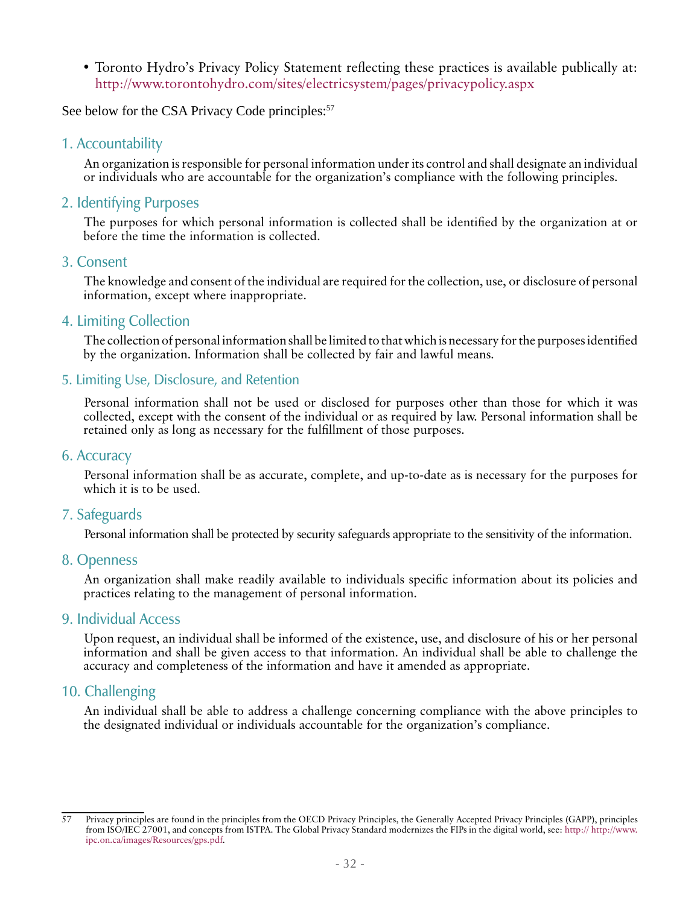- Toronto Hydro's Privacy Policy Statement reflecting these practices is available publically at: http://www.torontohydro.com/sites/electricsystem/pages/privacypolicy.aspx

See below for the CSA Privacy Code principles:[57]

## 1. Accountability

An organization is responsible for personal information under its control and shall designate an individual or individuals who are accountable for the organization's compliance with the following principles.

## 2. Identifying Purposes

The purposes for which personal information is collected shall be identified by the organization at or before the time the information is collected.

## 3. Consent

The knowledge and consent of the individual are required for the collection, use, or disclosure of personal information, except where inappropriate.

## 4. Limiting Collection

The collection of personal information shall be limited to that which is necessary for the purposes identified by the organization. Information shall be collected by fair and lawful means.

## 5. Limiting Use, Disclosure, and Retention

Personal information shall not be used or disclosed for purposes other than those for which it was collected, except with the consent of the individual or as required by law. Personal information shall be retained only as long as necessary for the fulfillment of those purposes.

## 6. Accuracy

Personal information shall be as accurate, complete, and up-to-date as is necessary for the purposes for which it is to be used.

## 7. Safeguards

Personal information shall be protected by security safeguards appropriate to the sensitivity of the information.

## 8. Openness

An organization shall make readily available to individuals specific information about its policies and practices relating to the management of personal information.

## 9. Individual Access

Upon request, an individual shall be informed of the existence, use, and disclosure of his or her personal information and shall be given access to that information. An individual shall be able to challenge the accuracy and completeness of the information and have it amended as appropriate.

## 10. Challenging

An individual shall be able to address a challenge concerning compliance with the above principles to the designated individual or individuals accountable for the organization's compliance.

---

57 Privacy principles are found in the principles from the OECD Privacy Principles, the Generally Accepted Privacy Principles (GAPP), principles from ISO/IEC 27001, and concepts from ISTPA. The Global Privacy Standard modernizes the FIPs in the digital world, see: http:// http://www.ipc.on.ca/images/Resources/gps.pdf.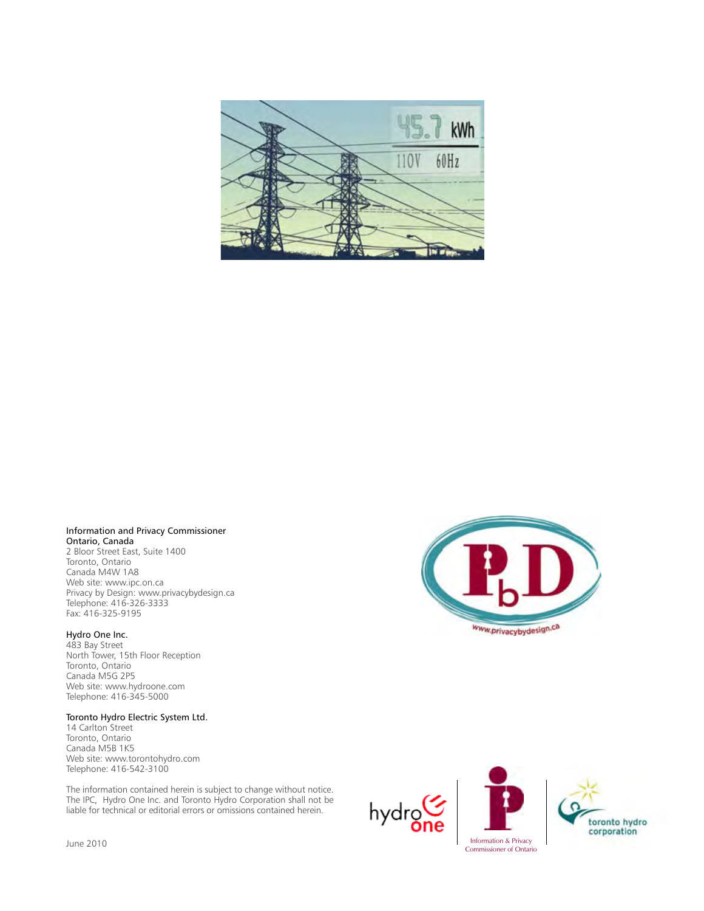**Information and Privacy Commissioner**
**Ontario, Canada**
2 Bloor Street East, Suite 1400
Toronto, Ontario
Canada M4W 1A8
Web site: www.ipc.on.ca
Privacy by Design: www.privacybydesign.ca
Telephone: 416-326-3333
Fax: 416-325-9195

**Hydro One Inc.**
483 Bay Street
North Tower, 15th Floor Reception
Toronto, Ontario
Canada M5G 2P5
Web site: www.hydroone.com
Telephone: 416-345-5000

**Toronto Hydro Electric System Ltd.**
14 Carlton Street
Toronto, Ontario
Canada M5B 1K5
Web site: www.torontohydro.com
Telephone: 416-542-3100

The information contained herein is subject to change without notice. The IPC, Hydro One Inc. and Toronto Hydro Corporation shall not be liable for technical or editorial errors or omissions contained herein.

June 2010